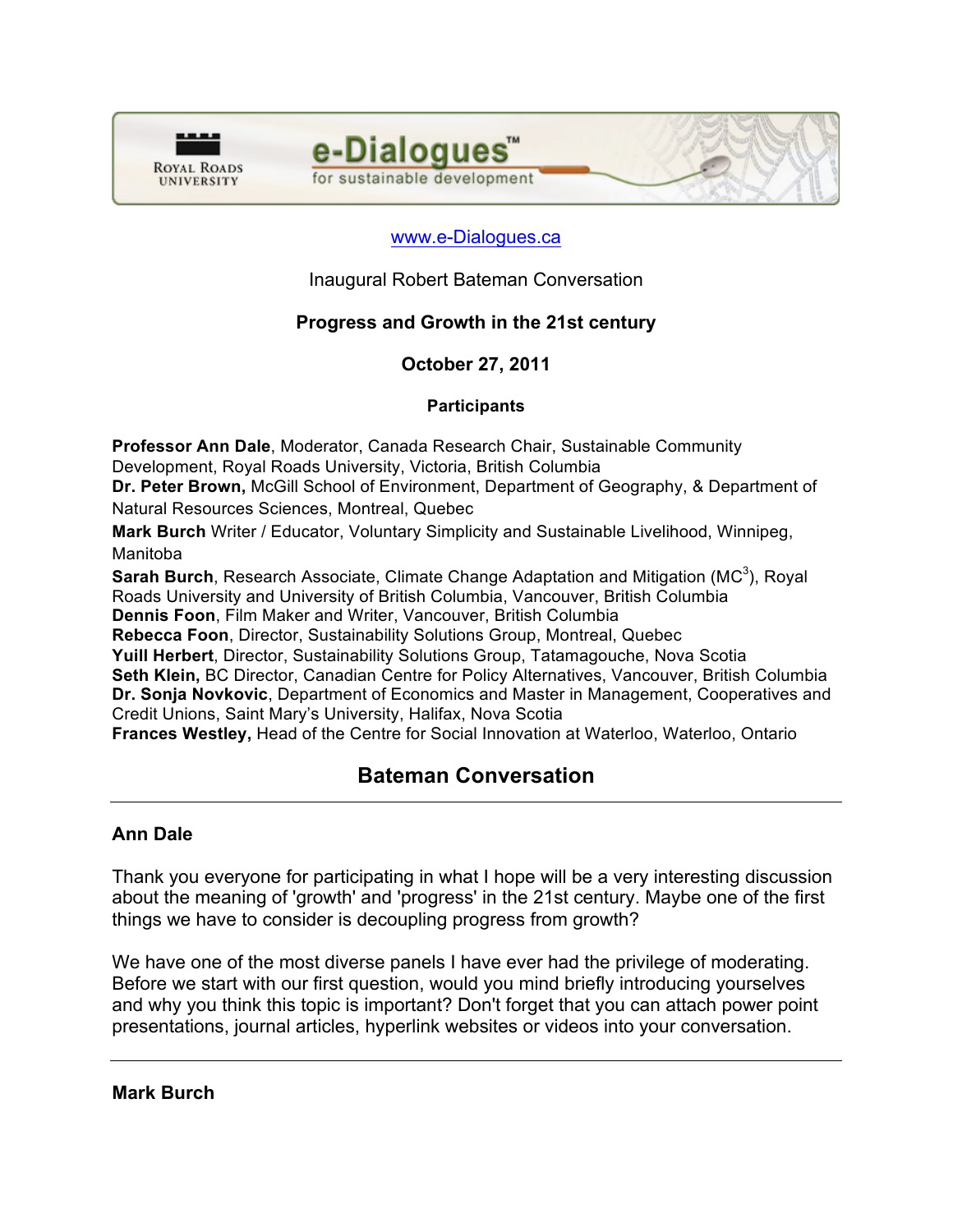Royal Roads University

**e-Dialogues™** for sustainable development

www.e-Dialogues.ca

Inaugural Robert Bateman Conversation

**Progress and Growth in the 21st century**

**October 27, 2011**

**Participants**

**Professor Ann Dale**, Moderator, Canada Research Chair, Sustainable Community Development, Royal Roads University, Victoria, British Columbia
**Dr. Peter Brown,** McGill School of Environment, Department of Geography, & Department of Natural Resources Sciences, Montreal, Quebec
**Mark Burch** Writer / Educator, Voluntary Simplicity and Sustainable Livelihood, Winnipeg, Manitoba
**Sarah Burch**, Research Associate, Climate Change Adaptation and Mitigation ($MC^3$), Royal Roads University and University of British Columbia, Vancouver, British Columbia
**Dennis Foon**, Film Maker and Writer, Vancouver, British Columbia
**Rebecca Foon**, Director, Sustainability Solutions Group, Montreal, Quebec
**Yuill Herbert**, Director, Sustainability Solutions Group, Tatamagouche, Nova Scotia
**Seth Klein,** BC Director, Canadian Centre for Policy Alternatives, Vancouver, British Columbia
**Dr. Sonja Novkovic**, Department of Economics and Master in Management, Cooperatives and Credit Unions, Saint Mary's University, Halifax, Nova Scotia
**Frances Westley,** Head of the Centre for Social Innovation at Waterloo, Waterloo, Ontario

## Bateman Conversation

---

### Ann Dale

Thank you everyone for participating in what I hope will be a very interesting discussion about the meaning of 'growth' and 'progress' in the 21st century. Maybe one of the first things we have to consider is decoupling progress from growth?

We have one of the most diverse panels I have ever had the privilege of moderating. Before we start with our first question, would you mind briefly introducing yourselves and why you think this topic is important? Don't forget that you can attach power point presentations, journal articles, hyperlink websites or videos into your conversation.

---

### Mark Burch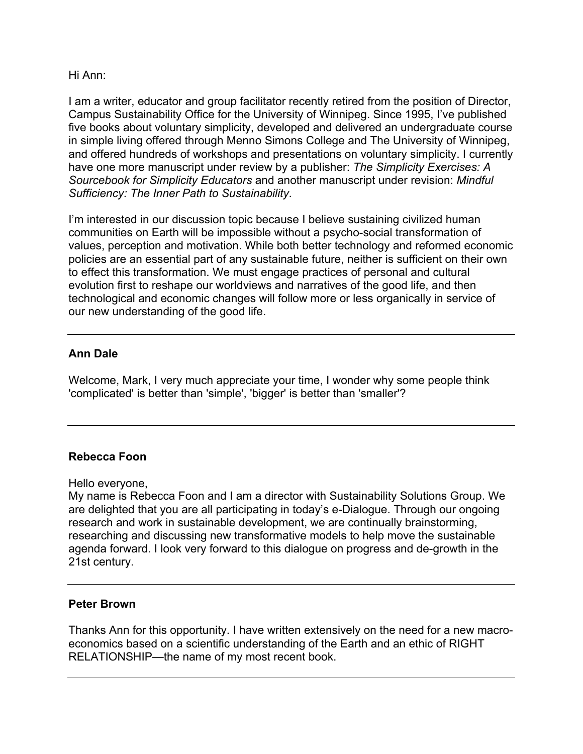Hi Ann:

I am a writer, educator and group facilitator recently retired from the position of Director, Campus Sustainability Office for the University of Winnipeg. Since 1995, I've published five books about voluntary simplicity, developed and delivered an undergraduate course in simple living offered through Menno Simons College and The University of Winnipeg, and offered hundreds of workshops and presentations on voluntary simplicity. I currently have one more manuscript under review by a publisher: *The Simplicity Exercises: A Sourcebook for Simplicity Educators* and another manuscript under revision: *Mindful Sufficiency: The Inner Path to Sustainability*.

I'm interested in our discussion topic because I believe sustaining civilized human communities on Earth will be impossible without a psycho-social transformation of values, perception and motivation. While both better technology and reformed economic policies are an essential part of any sustainable future, neither is sufficient on their own to effect this transformation. We must engage practices of personal and cultural evolution first to reshape our worldviews and narratives of the good life, and then technological and economic changes will follow more or less organically in service of our new understanding of the good life.

---

**Ann Dale**

Welcome, Mark, I very much appreciate your time, I wonder why some people think 'complicated' is better than 'simple', 'bigger' is better than 'smaller'?

---

**Rebecca Foon**

Hello everyone,
My name is Rebecca Foon and I am a director with Sustainability Solutions Group. We are delighted that you are all participating in today's e-Dialogue. Through our ongoing research and work in sustainable development, we are continually brainstorming, researching and discussing new transformative models to help move the sustainable agenda forward. I look very forward to this dialogue on progress and de-growth in the 21st century.

---

**Peter Brown**

Thanks Ann for this opportunity. I have written extensively on the need for a new macro-economics based on a scientific understanding of the Earth and an ethic of RIGHT RELATIONSHIP—the name of my most recent book.

---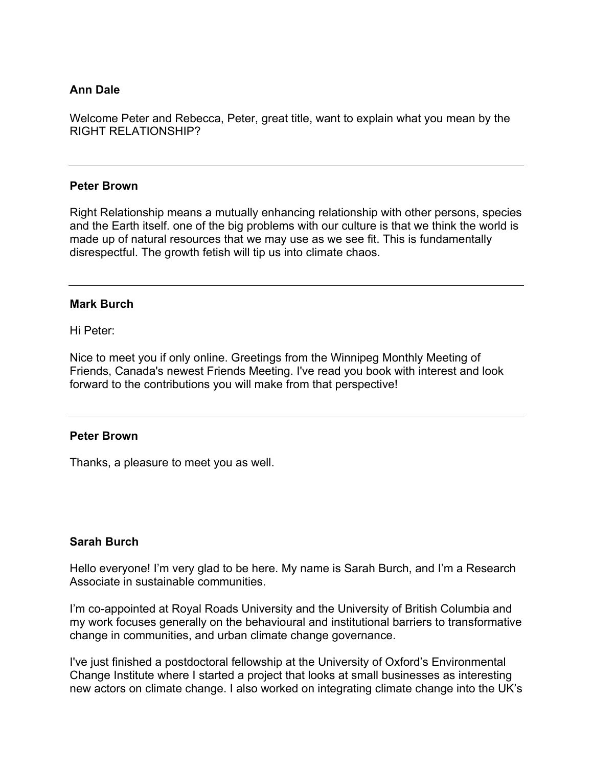**Ann Dale**

Welcome Peter and Rebecca, Peter, great title, want to explain what you mean by the RIGHT RELATIONSHIP?

---

**Peter Brown**

Right Relationship means a mutually enhancing relationship with other persons, species and the Earth itself. one of the big problems with our culture is that we think the world is made up of natural resources that we may use as we see fit. This is fundamentally disrespectful. The growth fetish will tip us into climate chaos.

---

**Mark Burch**

Hi Peter:

Nice to meet you if only online. Greetings from the Winnipeg Monthly Meeting of Friends, Canada's newest Friends Meeting. I've read you book with interest and look forward to the contributions you will make from that perspective!

---

**Peter Brown**

Thanks, a pleasure to meet you as well.

**Sarah Burch**

Hello everyone! I'm very glad to be here. My name is Sarah Burch, and I'm a Research Associate in sustainable communities.

I'm co-appointed at Royal Roads University and the University of British Columbia and my work focuses generally on the behavioural and institutional barriers to transformative change in communities, and urban climate change governance.

I've just finished a postdoctoral fellowship at the University of Oxford's Environmental Change Institute where I started a project that looks at small businesses as interesting new actors on climate change. I also worked on integrating climate change into the UK's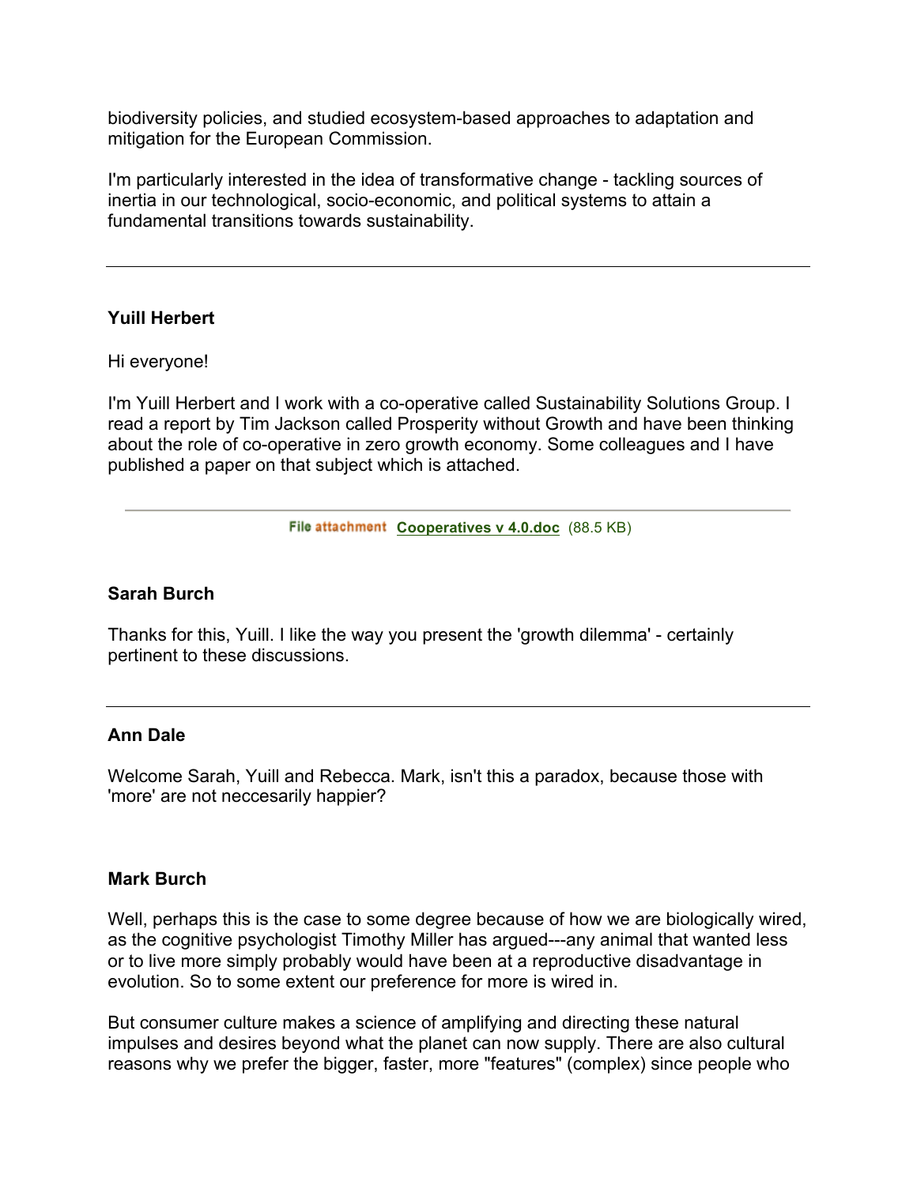biodiversity policies, and studied ecosystem-based approaches to adaptation and mitigation for the European Commission.

I'm particularly interested in the idea of transformative change - tackling sources of inertia in our technological, socio-economic, and political systems to attain a fundamental transitions towards sustainability.

---

**Yuill Herbert**

Hi everyone!

I'm Yuill Herbert and I work with a co-operative called Sustainability Solutions Group. I read a report by Tim Jackson called Prosperity without Growth and have been thinking about the role of co-operative in zero growth economy. Some colleagues and I have published a paper on that subject which is attached.

File attachment **Cooperatives v 4.0.doc** (88.5 KB)

**Sarah Burch**

Thanks for this, Yuill. I like the way you present the 'growth dilemma' - certainly pertinent to these discussions.

---

**Ann Dale**

Welcome Sarah, Yuill and Rebecca. Mark, isn't this a paradox, because those with 'more' are not neccesarily happier?

**Mark Burch**

Well, perhaps this is the case to some degree because of how we are biologically wired, as the cognitive psychologist Timothy Miller has argued---any animal that wanted less or to live more simply probably would have been at a reproductive disadvantage in evolution. So to some extent our preference for more is wired in.

But consumer culture makes a science of amplifying and directing these natural impulses and desires beyond what the planet can now supply. There are also cultural reasons why we prefer the bigger, faster, more "features" (complex) since people who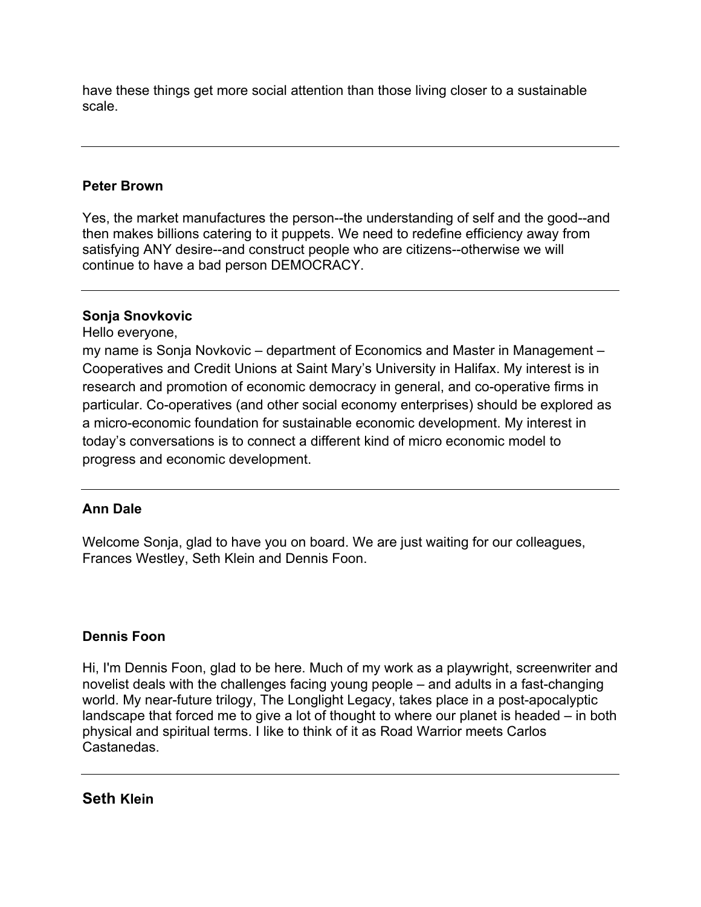have these things get more social attention than those living closer to a sustainable scale.

---

**Peter Brown**

Yes, the market manufactures the person--the understanding of self and the good--and then makes billions catering to it puppets. We need to redefine efficiency away from satisfying ANY desire--and construct people who are citizens--otherwise we will continue to have a bad person DEMOCRACY.

---

**Sonja Snovkovic**

Hello everyone,

my name is Sonja Novkovic – department of Economics and Master in Management – Cooperatives and Credit Unions at Saint Mary's University in Halifax. My interest is in research and promotion of economic democracy in general, and co-operative firms in particular. Co-operatives (and other social economy enterprises) should be explored as a micro-economic foundation for sustainable economic development. My interest in today's conversations is to connect a different kind of micro economic model to progress and economic development.

---

**Ann Dale**

Welcome Sonja, glad to have you on board. We are just waiting for our colleagues, Frances Westley, Seth Klein and Dennis Foon.

**Dennis Foon**

Hi, I'm Dennis Foon, glad to be here. Much of my work as a playwright, screenwriter and novelist deals with the challenges facing young people – and adults in a fast-changing world. My near-future trilogy, The Longlight Legacy, takes place in a post-apocalyptic landscape that forced me to give a lot of thought to where our planet is headed – in both physical and spiritual terms. I like to think of it as Road Warrior meets Carlos Castanedas.

---

**Seth Klein**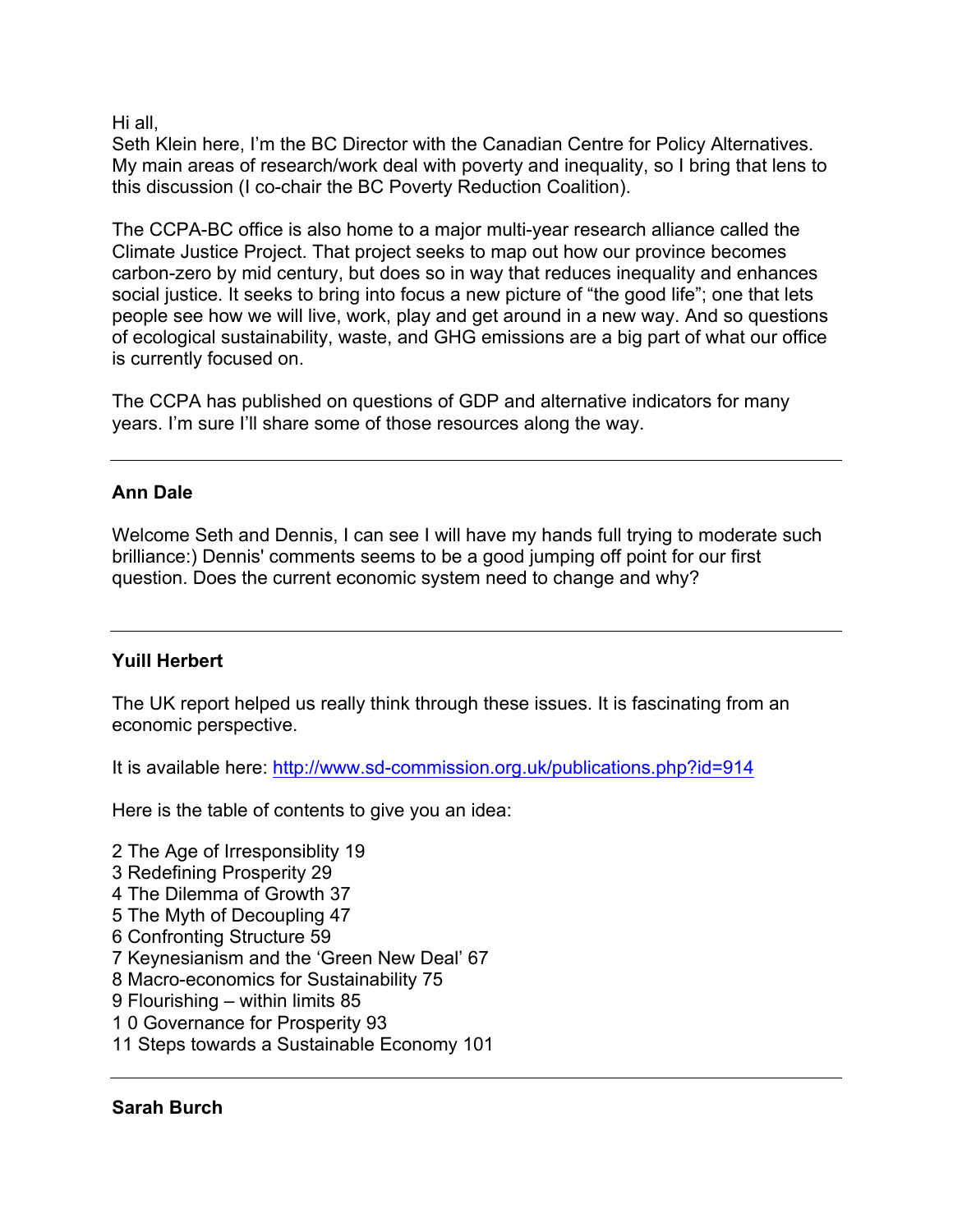Hi all,
Seth Klein here, I'm the BC Director with the Canadian Centre for Policy Alternatives. My main areas of research/work deal with poverty and inequality, so I bring that lens to this discussion (I co-chair the BC Poverty Reduction Coalition).

The CCPA-BC office is also home to a major multi-year research alliance called the Climate Justice Project. That project seeks to map out how our province becomes carbon-zero by mid century, but does so in way that reduces inequality and enhances social justice. It seeks to bring into focus a new picture of "the good life"; one that lets people see how we will live, work, play and get around in a new way. And so questions of ecological sustainability, waste, and GHG emissions are a big part of what our office is currently focused on.

The CCPA has published on questions of GDP and alternative indicators for many years. I'm sure I'll share some of those resources along the way.

---

**Ann Dale**

Welcome Seth and Dennis, I can see I will have my hands full trying to moderate such brilliance:) Dennis' comments seems to be a good jumping off point for our first question. Does the current economic system need to change and why?

---

**Yuill Herbert**

The UK report helped us really think through these issues. It is fascinating from an economic perspective.

It is available here: http://www.sd-commission.org.uk/publications.php?id=914

Here is the table of contents to give you an idea:

2 The Age of Irresponsiblity 19
3 Redefining Prosperity 29
4 The Dilemma of Growth 37
5 The Myth of Decoupling 47
6 Confronting Structure 59
7 Keynesianism and the 'Green New Deal' 67
8 Macro-economics for Sustainability 75
9 Flourishing – within limits 85
1 0 Governance for Prosperity 93
11 Steps towards a Sustainable Economy 101

---

**Sarah Burch**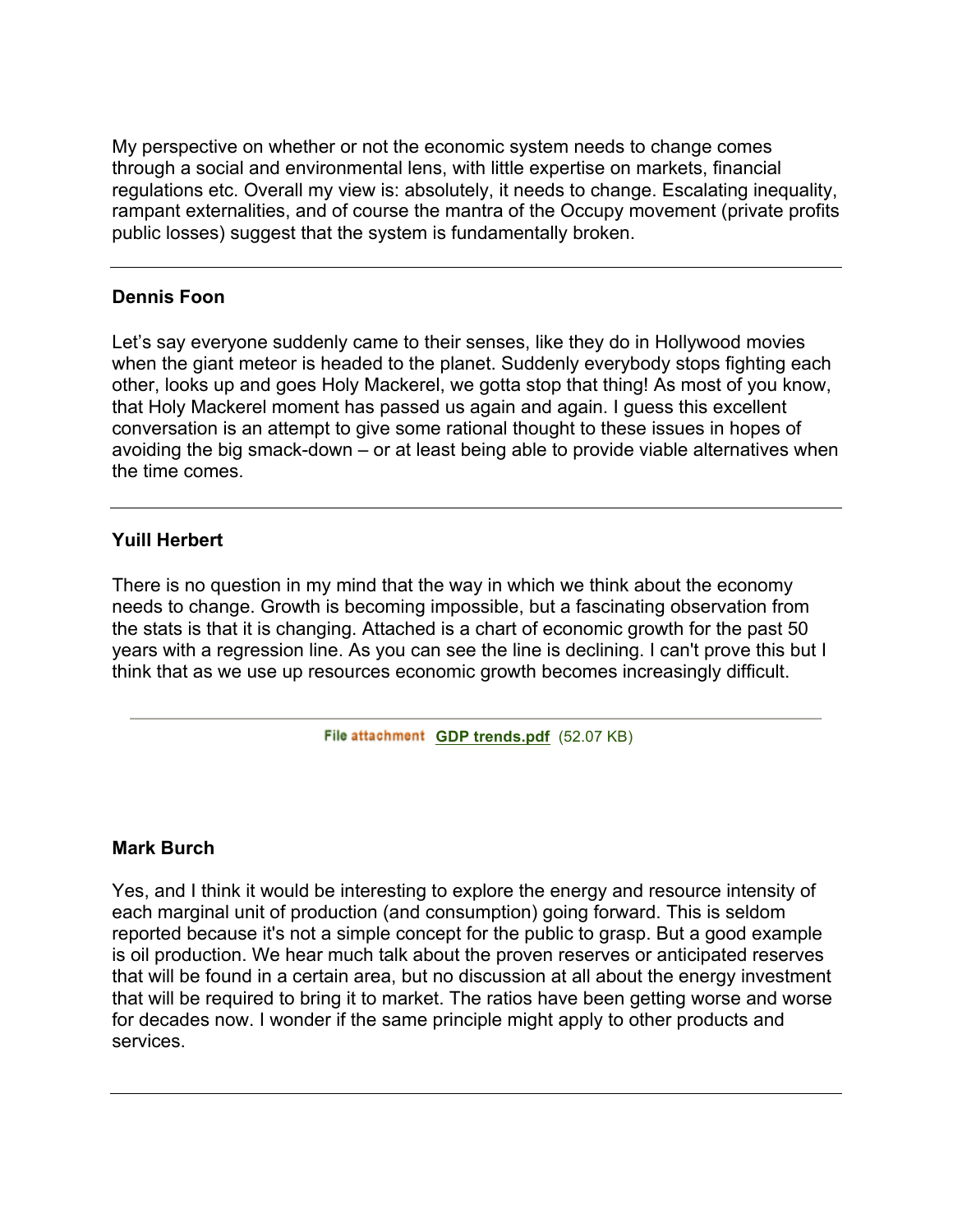My perspective on whether or not the economic system needs to change comes through a social and environmental lens, with little expertise on markets, financial regulations etc. Overall my view is: absolutely, it needs to change. Escalating inequality, rampant externalities, and of course the mantra of the Occupy movement (private profits public losses) suggest that the system is fundamentally broken.

---

**Dennis Foon**

Let's say everyone suddenly came to their senses, like they do in Hollywood movies when the giant meteor is headed to the planet. Suddenly everybody stops fighting each other, looks up and goes Holy Mackerel, we gotta stop that thing! As most of you know, that Holy Mackerel moment has passed us again and again. I guess this excellent conversation is an attempt to give some rational thought to these issues in hopes of avoiding the big smack-down – or at least being able to provide viable alternatives when the time comes.

---

**Yuill Herbert**

There is no question in my mind that the way in which we think about the economy needs to change. Growth is becoming impossible, but a fascinating observation from the stats is that it is changing. Attached is a chart of economic growth for the past 50 years with a regression line. As you can see the line is declining. I can't prove this but I think that as we use up resources economic growth becomes increasingly difficult.

---

File attachment **GDP trends.pdf** (52.07 KB)

**Mark Burch**

Yes, and I think it would be interesting to explore the energy and resource intensity of each marginal unit of production (and consumption) going forward. This is seldom reported because it's not a simple concept for the public to grasp. But a good example is oil production. We hear much talk about the proven reserves or anticipated reserves that will be found in a certain area, but no discussion at all about the energy investment that will be required to bring it to market. The ratios have been getting worse and worse for decades now. I wonder if the same principle might apply to other products and services.

---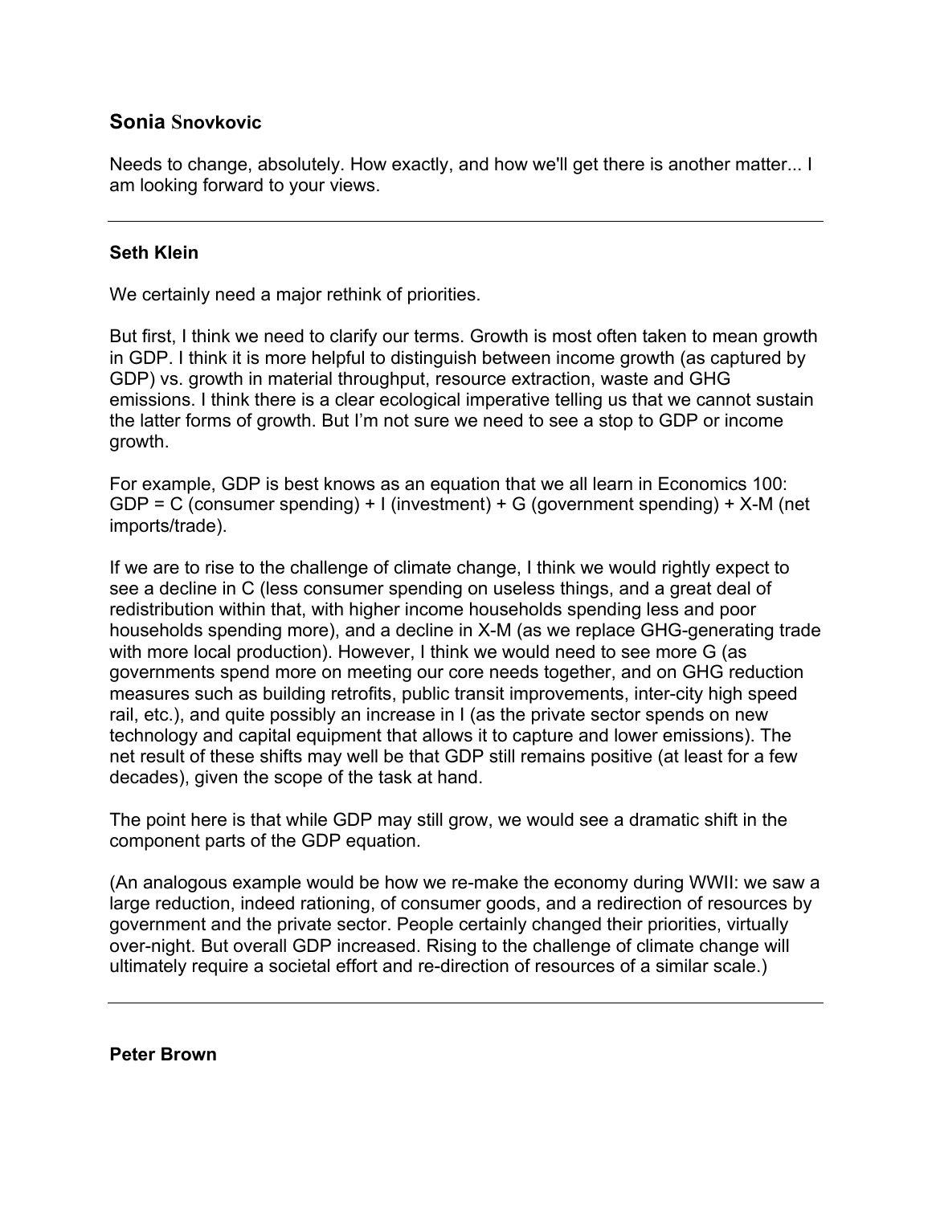### Sonia Snovkovic

Needs to change, absolutely. How exactly, and how we'll get there is another matter... I am looking forward to your views.

---

### Seth Klein

We certainly need a major rethink of priorities.

But first, I think we need to clarify our terms. Growth is most often taken to mean growth in GDP. I think it is more helpful to distinguish between income growth (as captured by GDP) vs. growth in material throughput, resource extraction, waste and GHG emissions. I think there is a clear ecological imperative telling us that we cannot sustain the latter forms of growth. But I'm not sure we need to see a stop to GDP or income growth.

For example, GDP is best knows as an equation that we all learn in Economics 100: GDP = C (consumer spending) + I (investment) + G (government spending) + X-M (net imports/trade).

If we are to rise to the challenge of climate change, I think we would rightly expect to see a decline in C (less consumer spending on useless things, and a great deal of redistribution within that, with higher income households spending less and poor households spending more), and a decline in X-M (as we replace GHG-generating trade with more local production). However, I think we would need to see more G (as governments spend more on meeting our core needs together, and on GHG reduction measures such as building retrofits, public transit improvements, inter-city high speed rail, etc.), and quite possibly an increase in I (as the private sector spends on new technology and capital equipment that allows it to capture and lower emissions). The net result of these shifts may well be that GDP still remains positive (at least for a few decades), given the scope of the task at hand.

The point here is that while GDP may still grow, we would see a dramatic shift in the component parts of the GDP equation.

(An analogous example would be how we re-make the economy during WWII: we saw a large reduction, indeed rationing, of consumer goods, and a redirection of resources by government and the private sector. People certainly changed their priorities, virtually over-night. But overall GDP increased. Rising to the challenge of climate change will ultimately require a societal effort and re-direction of resources of a similar scale.)

---

### Peter Brown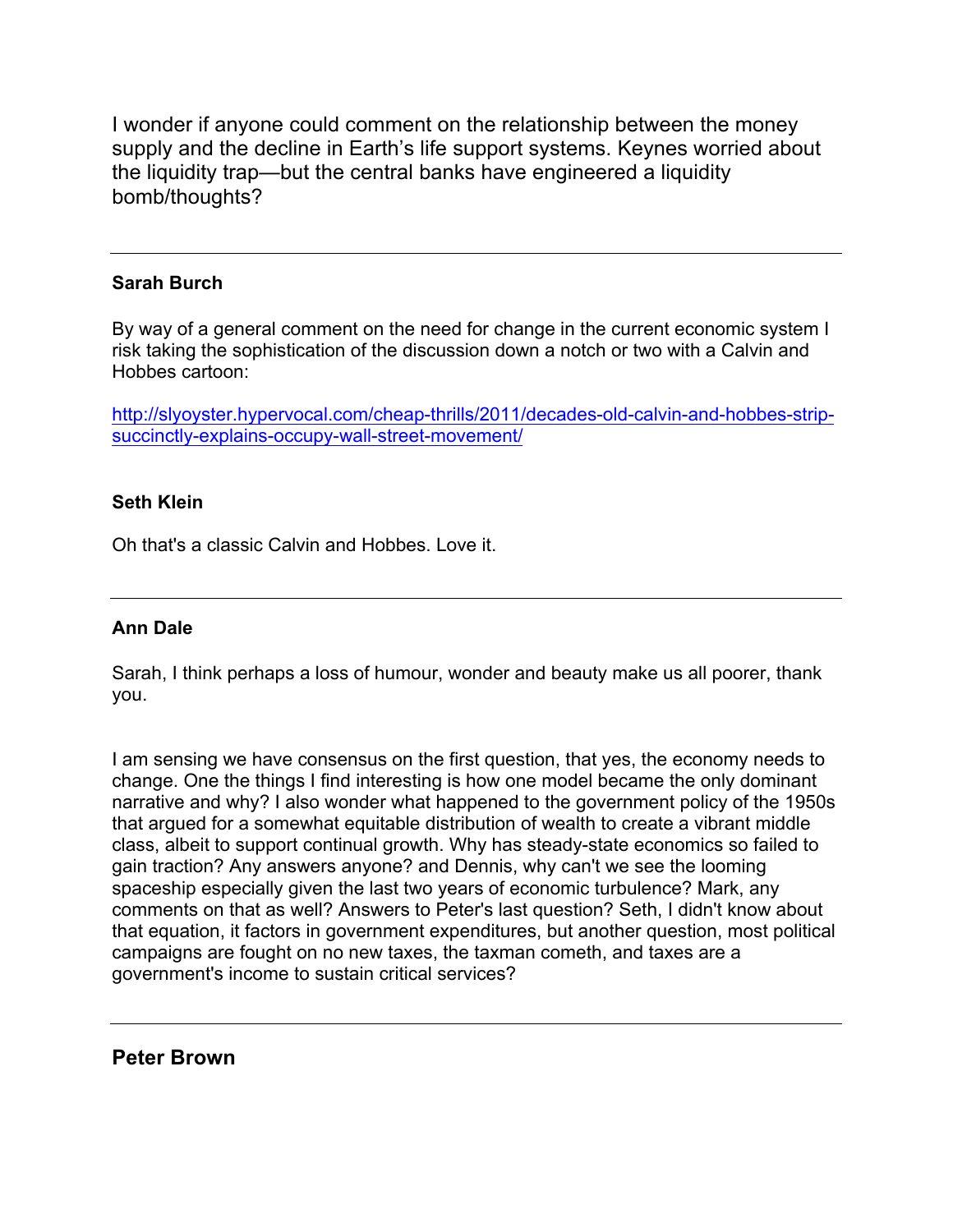I wonder if anyone could comment on the relationship between the money supply and the decline in Earth's life support systems. Keynes worried about the liquidity trap—but the central banks have engineered a liquidity bomb/thoughts?

---

**Sarah Burch**

By way of a general comment on the need for change in the current economic system I risk taking the sophistication of the discussion down a notch or two with a Calvin and Hobbes cartoon:

http://slyoyster.hypervocal.com/cheap-thrills/2011/decades-old-calvin-and-hobbes-strip-succinctly-explains-occupy-wall-street-movement/

**Seth Klein**

Oh that's a classic Calvin and Hobbes. Love it.

---

**Ann Dale**

Sarah, I think perhaps a loss of humour, wonder and beauty make us all poorer, thank you.

I am sensing we have consensus on the first question, that yes, the economy needs to change. One the things I find interesting is how one model became the only dominant narrative and why? I also wonder what happened to the government policy of the 1950s that argued for a somewhat equitable distribution of wealth to create a vibrant middle class, albeit to support continual growth. Why has steady-state economics so failed to gain traction? Any answers anyone? and Dennis, why can't we see the looming spaceship especially given the last two years of economic turbulence? Mark, any comments on that as well? Answers to Peter's last question? Seth, I didn't know about that equation, it factors in government expenditures, but another question, most political campaigns are fought on no new taxes, the taxman cometh, and taxes are a government's income to sustain critical services?

---

**Peter Brown**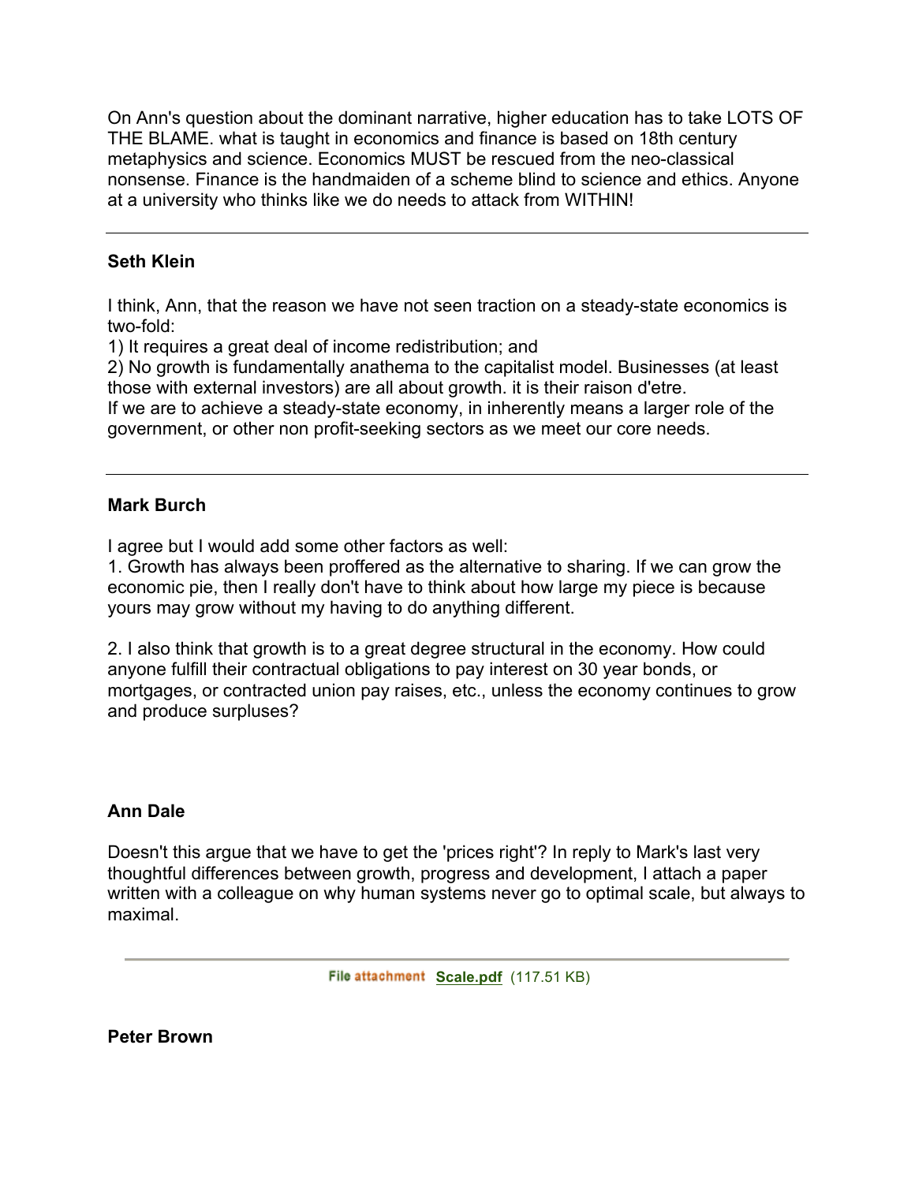On Ann's question about the dominant narrative, higher education has to take LOTS OF THE BLAME. what is taught in economics and finance is based on 18th century metaphysics and science. Economics MUST be rescued from the neo-classical nonsense. Finance is the handmaiden of a scheme blind to science and ethics. Anyone at a university who thinks like we do needs to attack from WITHIN!

---

**Seth Klein**

I think, Ann, that the reason we have not seen traction on a steady-state economics is two-fold:
1) It requires a great deal of income redistribution; and
2) No growth is fundamentally anathema to the capitalist model. Businesses (at least those with external investors) are all about growth. it is their raison d'etre.
If we are to achieve a steady-state economy, in inherently means a larger role of the government, or other non profit-seeking sectors as we meet our core needs.

---

**Mark Burch**

I agree but I would add some other factors as well:
1. Growth has always been proffered as the alternative to sharing. If we can grow the economic pie, then I really don't have to think about how large my piece is because yours may grow without my having to do anything different.

2. I also think that growth is to a great degree structural in the economy. How could anyone fulfill their contractual obligations to pay interest on 30 year bonds, or mortgages, or contracted union pay raises, etc., unless the economy continues to grow and produce surpluses?

**Ann Dale**

Doesn't this argue that we have to get the 'prices right'? In reply to Mark's last very thoughtful differences between growth, progress and development, I attach a paper written with a colleague on why human systems never go to optimal scale, but always to maximal.

---

File attachment **Scale.pdf** (117.51 KB)

**Peter Brown**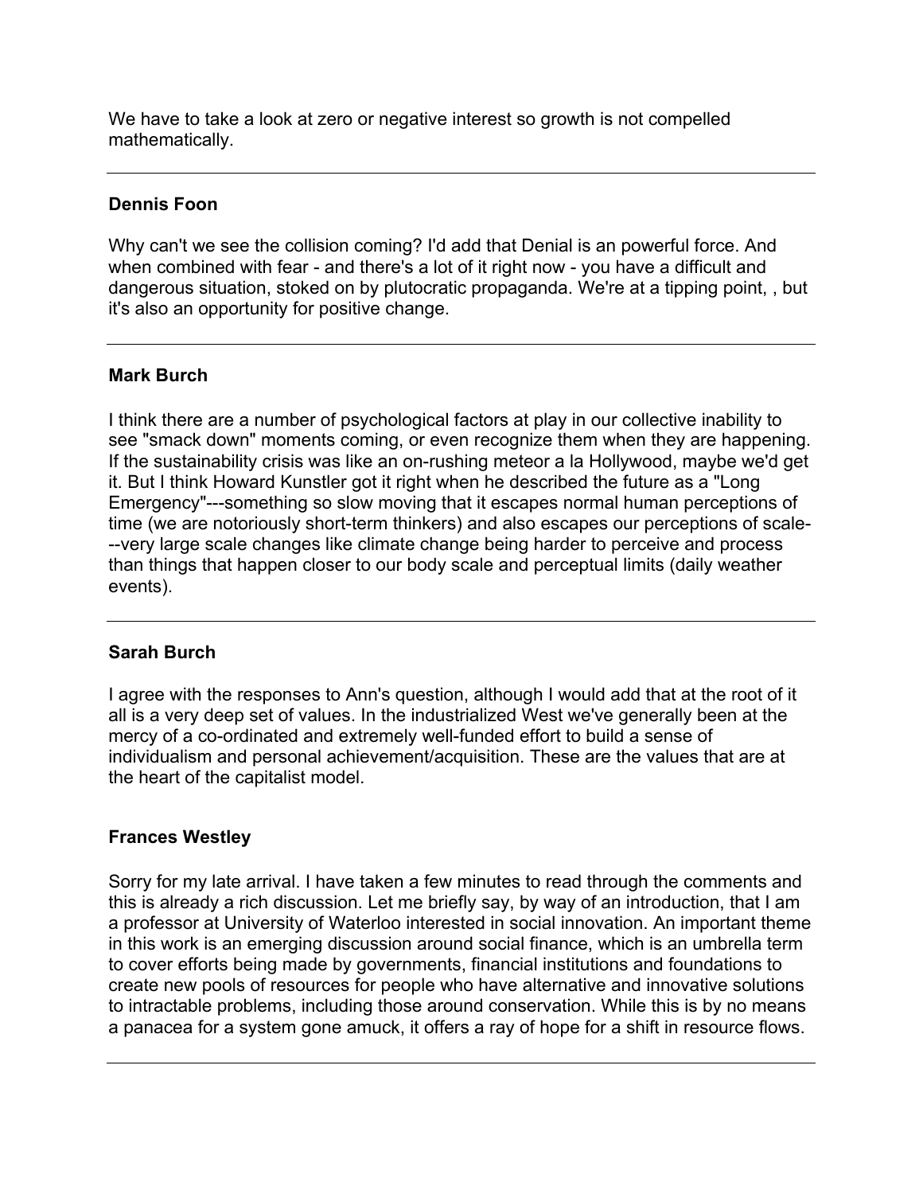We have to take a look at zero or negative interest so growth is not compelled mathematically.

---

**Dennis Foon**

Why can't we see the collision coming? I'd add that Denial is an powerful force. And when combined with fear - and there's a lot of it right now - you have a difficult and dangerous situation, stoked on by plutocratic propaganda. We're at a tipping point, , but it's also an opportunity for positive change.

---

**Mark Burch**

I think there are a number of psychological factors at play in our collective inability to see "smack down" moments coming, or even recognize them when they are happening. If the sustainability crisis was like an on-rushing meteor a la Hollywood, maybe we'd get it. But I think Howard Kunstler got it right when he described the future as a "Long Emergency"---something so slow moving that it escapes normal human perceptions of time (we are notoriously short-term thinkers) and also escapes our perceptions of scale---very large scale changes like climate change being harder to perceive and process than things that happen closer to our body scale and perceptual limits (daily weather events).

---

**Sarah Burch**

I agree with the responses to Ann's question, although I would add that at the root of it all is a very deep set of values. In the industrialized West we've generally been at the mercy of a co-ordinated and extremely well-funded effort to build a sense of individualism and personal achievement/acquisition. These are the values that are at the heart of the capitalist model.

**Frances Westley**

Sorry for my late arrival. I have taken a few minutes to read through the comments and this is already a rich discussion. Let me briefly say, by way of an introduction, that I am a professor at University of Waterloo interested in social innovation. An important theme in this work is an emerging discussion around social finance, which is an umbrella term to cover efforts being made by governments, financial institutions and foundations to create new pools of resources for people who have alternative and innovative solutions to intractable problems, including those around conservation. While this is by no means a panacea for a system gone amuck, it offers a ray of hope for a shift in resource flows.

---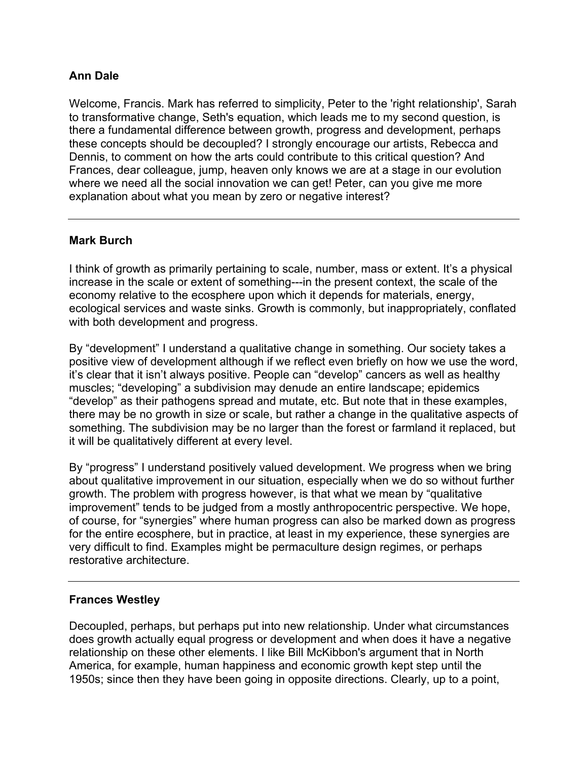**Ann Dale**

Welcome, Francis. Mark has referred to simplicity, Peter to the 'right relationship', Sarah to transformative change, Seth's equation, which leads me to my second question, is there a fundamental difference between growth, progress and development, perhaps these concepts should be decoupled? I strongly encourage our artists, Rebecca and Dennis, to comment on how the arts could contribute to this critical question? And Frances, dear colleague, jump, heaven only knows we are at a stage in our evolution where we need all the social innovation we can get! Peter, can you give me more explanation about what you mean by zero or negative interest?

---

**Mark Burch**

I think of growth as primarily pertaining to scale, number, mass or extent. It's a physical increase in the scale or extent of something---in the present context, the scale of the economy relative to the ecosphere upon which it depends for materials, energy, ecological services and waste sinks. Growth is commonly, but inappropriately, conflated with both development and progress.

By "development" I understand a qualitative change in something. Our society takes a positive view of development although if we reflect even briefly on how we use the word, it's clear that it isn't always positive. People can "develop" cancers as well as healthy muscles; "developing" a subdivision may denude an entire landscape; epidemics "develop" as their pathogens spread and mutate, etc. But note that in these examples, there may be no growth in size or scale, but rather a change in the qualitative aspects of something. The subdivision may be no larger than the forest or farmland it replaced, but it will be qualitatively different at every level.

By "progress" I understand positively valued development. We progress when we bring about qualitative improvement in our situation, especially when we do so without further growth. The problem with progress however, is that what we mean by "qualitative improvement" tends to be judged from a mostly anthropocentric perspective. We hope, of course, for "synergies" where human progress can also be marked down as progress for the entire ecosphere, but in practice, at least in my experience, these synergies are very difficult to find. Examples might be permaculture design regimes, or perhaps restorative architecture.

---

**Frances Westley**

Decoupled, perhaps, but perhaps put into new relationship. Under what circumstances does growth actually equal progress or development and when does it have a negative relationship on these other elements. I like Bill McKibbon's argument that in North America, for example, human happiness and economic growth kept step until the 1950s; since then they have been going in opposite directions. Clearly, up to a point,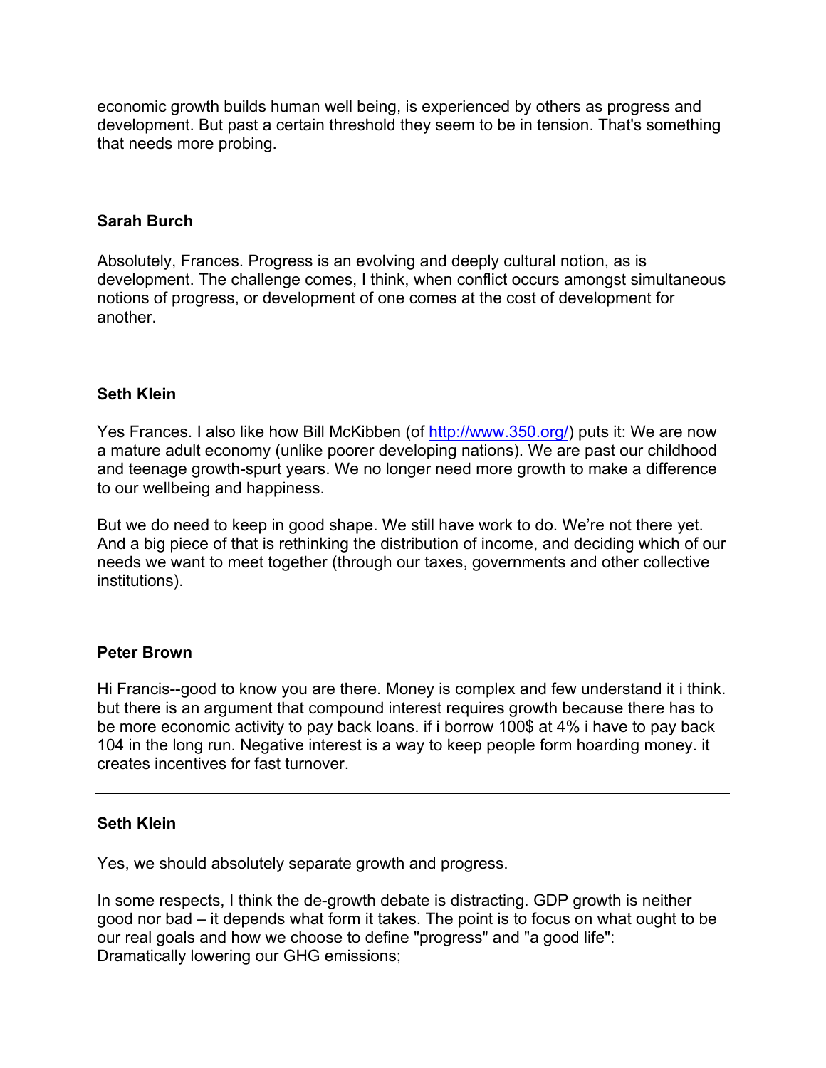economic growth builds human well being, is experienced by others as progress and development. But past a certain threshold they seem to be in tension. That's something that needs more probing.

---

**Sarah Burch**

Absolutely, Frances. Progress is an evolving and deeply cultural notion, as is development. The challenge comes, I think, when conflict occurs amongst simultaneous notions of progress, or development of one comes at the cost of development for another.

---

**Seth Klein**

Yes Frances. I also like how Bill McKibben (of [http://www.350.org/](http://www.350.org/)) puts it: We are now a mature adult economy (unlike poorer developing nations). We are past our childhood and teenage growth-spurt years. We no longer need more growth to make a difference to our wellbeing and happiness.

But we do need to keep in good shape. We still have work to do. We're not there yet. And a big piece of that is rethinking the distribution of income, and deciding which of our needs we want to meet together (through our taxes, governments and other collective institutions).

---

**Peter Brown**

Hi Francis--good to know you are there. Money is complex and few understand it i think. but there is an argument that compound interest requires growth because there has to be more economic activity to pay back loans. if i borrow 100$ at 4% i have to pay back 104 in the long run. Negative interest is a way to keep people form hoarding money. it creates incentives for fast turnover.

---

**Seth Klein**

Yes, we should absolutely separate growth and progress.

In some respects, I think the de-growth debate is distracting. GDP growth is neither good nor bad – it depends what form it takes. The point is to focus on what ought to be our real goals and how we choose to define "progress" and "a good life":
Dramatically lowering our GHG emissions;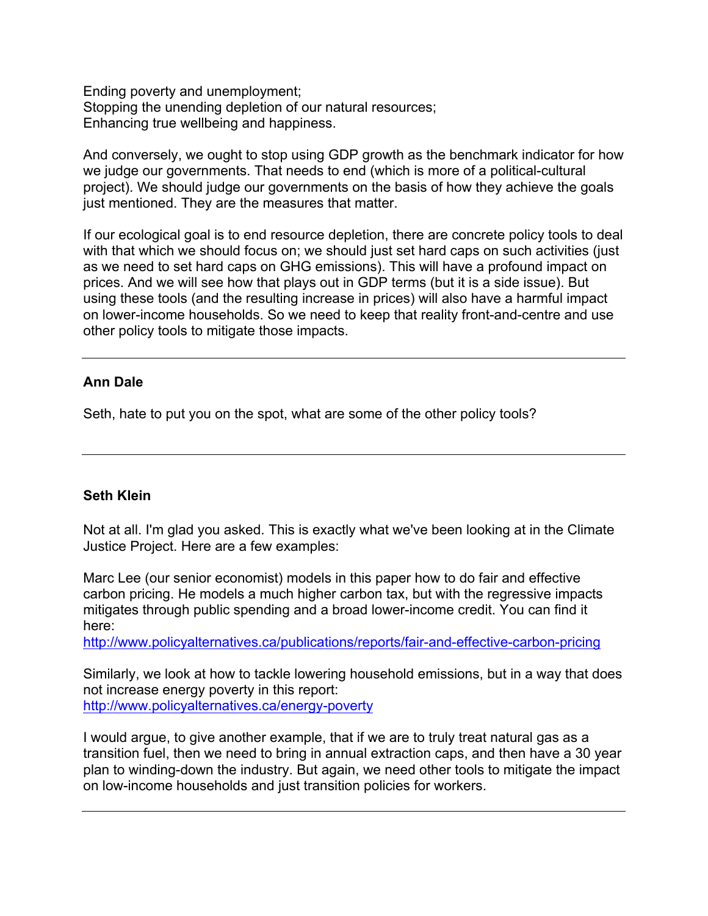Ending poverty and unemployment;
Stopping the unending depletion of our natural resources;
Enhancing true wellbeing and happiness.

And conversely, we ought to stop using GDP growth as the benchmark indicator for how we judge our governments. That needs to end (which is more of a political-cultural project). We should judge our governments on the basis of how they achieve the goals just mentioned. They are the measures that matter.

If our ecological goal is to end resource depletion, there are concrete policy tools to deal with that which we should focus on; we should just set hard caps on such activities (just as we need to set hard caps on GHG emissions). This will have a profound impact on prices. And we will see how that plays out in GDP terms (but it is a side issue). But using these tools (and the resulting increase in prices) will also have a harmful impact on lower-income households. So we need to keep that reality front-and-centre and use other policy tools to mitigate those impacts.

---

**Ann Dale**

Seth, hate to put you on the spot, what are some of the other policy tools?

---

**Seth Klein**

Not at all. I'm glad you asked. This is exactly what we've been looking at in the Climate Justice Project. Here are a few examples:

Marc Lee (our senior economist) models in this paper how to do fair and effective carbon pricing. He models a much higher carbon tax, but with the regressive impacts mitigates through public spending and a broad lower-income credit. You can find it here:
http://www.policyalternatives.ca/publications/reports/fair-and-effective-carbon-pricing

Similarly, we look at how to tackle lowering household emissions, but in a way that does not increase energy poverty in this report:
http://www.policyalternatives.ca/energy-poverty

I would argue, to give another example, that if we are to truly treat natural gas as a transition fuel, then we need to bring in annual extraction caps, and then have a 30 year plan to winding-down the industry. But again, we need other tools to mitigate the impact on low-income households and just transition policies for workers.

---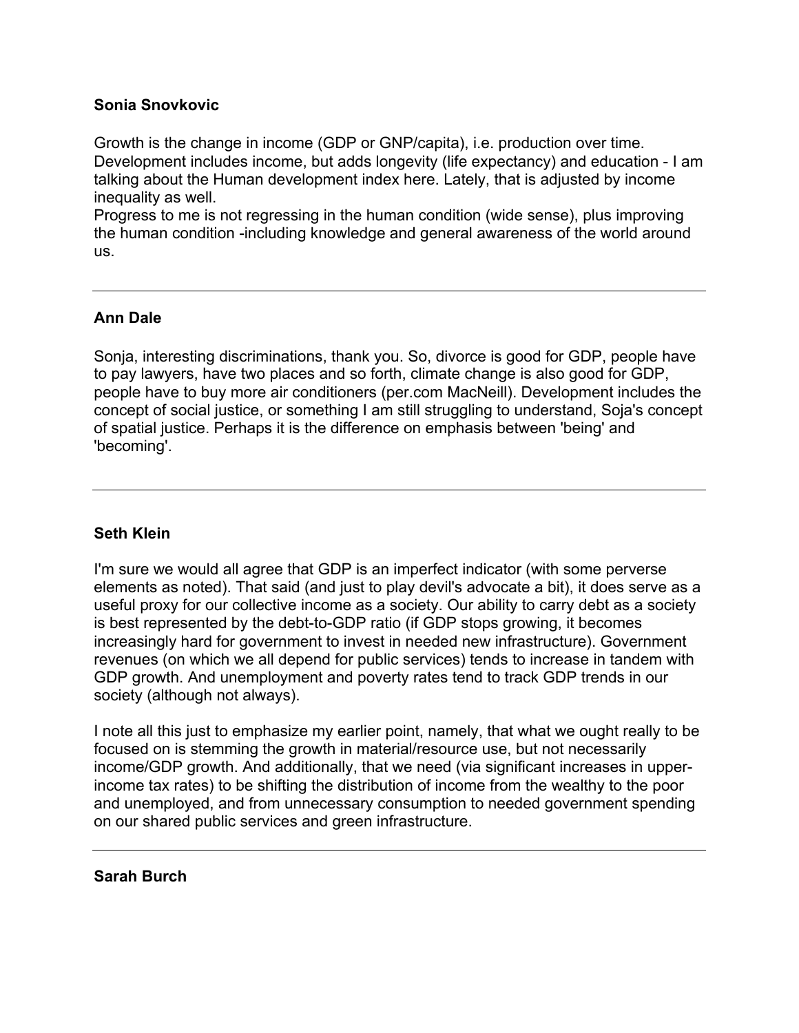**Sonia Snovkovic**

Growth is the change in income (GDP or GNP/capita), i.e. production over time. Development includes income, but adds longevity (life expectancy) and education - I am talking about the Human development index here. Lately, that is adjusted by income inequality as well.
Progress to me is not regressing in the human condition (wide sense), plus improving the human condition -including knowledge and general awareness of the world around us.

---

**Ann Dale**

Sonja, interesting discriminations, thank you. So, divorce is good for GDP, people have to pay lawyers, have two places and so forth, climate change is also good for GDP, people have to buy more air conditioners (per.com MacNeill). Development includes the concept of social justice, or something I am still struggling to understand, Soja's concept of spatial justice. Perhaps it is the difference on emphasis between 'being' and 'becoming'.

---

**Seth Klein**

I'm sure we would all agree that GDP is an imperfect indicator (with some perverse elements as noted). That said (and just to play devil's advocate a bit), it does serve as a useful proxy for our collective income as a society. Our ability to carry debt as a society is best represented by the debt-to-GDP ratio (if GDP stops growing, it becomes increasingly hard for government to invest in needed new infrastructure). Government revenues (on which we all depend for public services) tends to increase in tandem with GDP growth. And unemployment and poverty rates tend to track GDP trends in our society (although not always).

I note all this just to emphasize my earlier point, namely, that what we ought really to be focused on is stemming the growth in material/resource use, but not necessarily income/GDP growth. And additionally, that we need (via significant increases in upper-income tax rates) to be shifting the distribution of income from the wealthy to the poor and unemployed, and from unnecessary consumption to needed government spending on our shared public services and green infrastructure.

---

**Sarah Burch**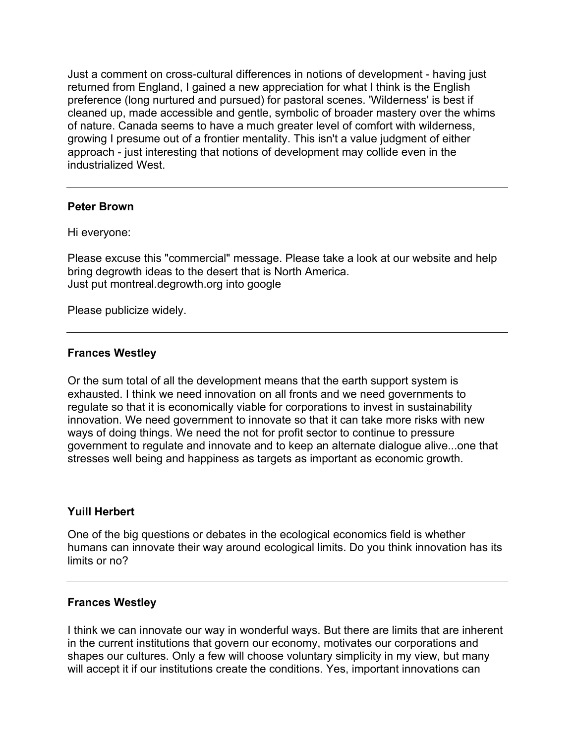Just a comment on cross-cultural differences in notions of development - having just returned from England, I gained a new appreciation for what I think is the English preference (long nurtured and pursued) for pastoral scenes. 'Wilderness' is best if cleaned up, made accessible and gentle, symbolic of broader mastery over the whims of nature. Canada seems to have a much greater level of comfort with wilderness, growing I presume out of a frontier mentality. This isn't a value judgment of either approach - just interesting that notions of development may collide even in the industrialized West.

---

**Peter Brown**

Hi everyone:

Please excuse this "commercial" message. Please take a look at our website and help bring degrowth ideas to the desert that is North America.
Just put montreal.degrowth.org into google

Please publicize widely.

---

**Frances Westley**

Or the sum total of all the development means that the earth support system is exhausted. I think we need innovation on all fronts and we need governments to regulate so that it is economically viable for corporations to invest in sustainability innovation. We need government to innovate so that it can take more risks with new ways of doing things. We need the not for profit sector to continue to pressure government to regulate and innovate and to keep an alternate dialogue alive...one that stresses well being and happiness as targets as important as economic growth.

**Yuill Herbert**

One of the big questions or debates in the ecological economics field is whether humans can innovate their way around ecological limits. Do you think innovation has its limits or no?

---

**Frances Westley**

I think we can innovate our way in wonderful ways. But there are limits that are inherent in the current institutions that govern our economy, motivates our corporations and shapes our cultures. Only a few will choose voluntary simplicity in my view, but many will accept it if our institutions create the conditions. Yes, important innovations can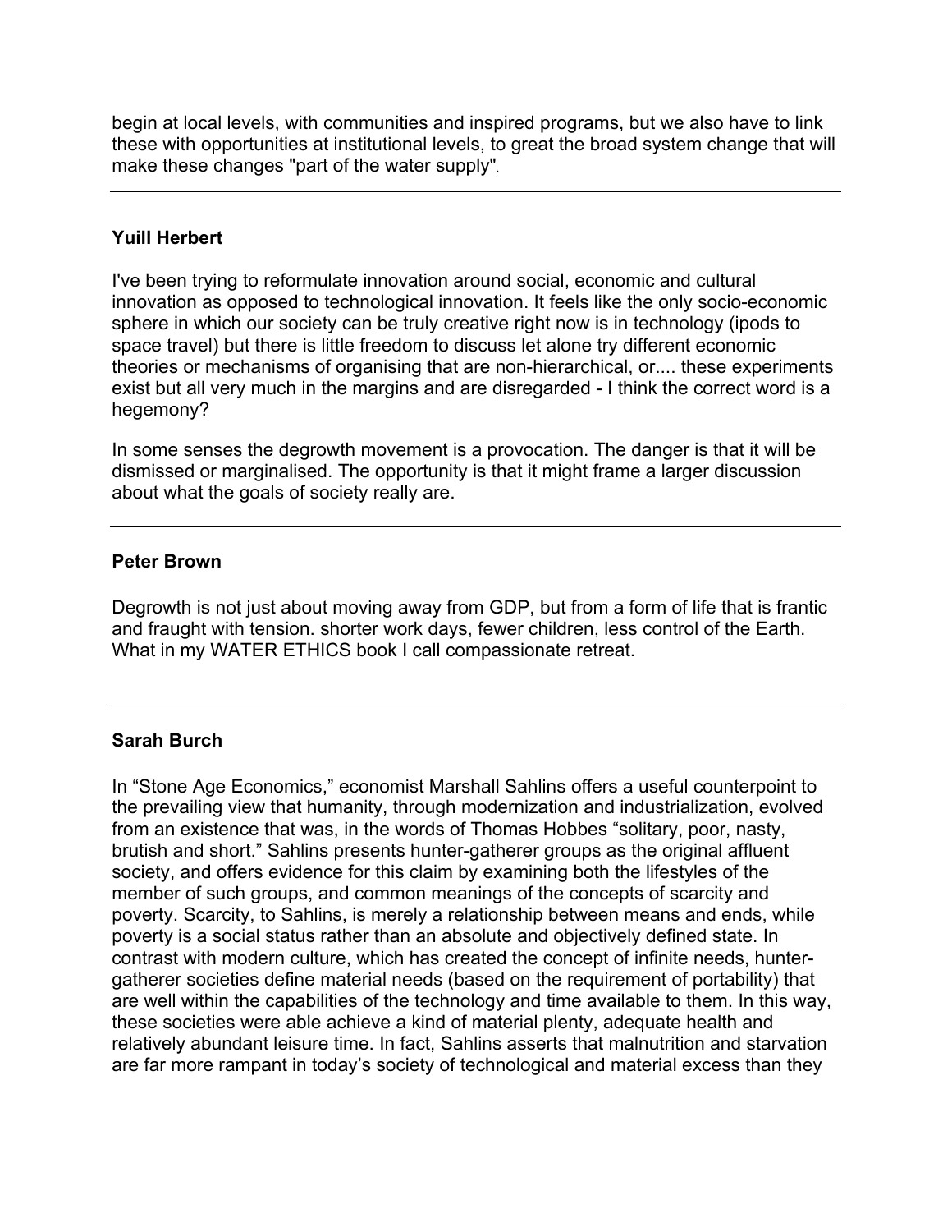begin at local levels, with communities and inspired programs, but we also have to link these with opportunities at institutional levels, to great the broad system change that will make these changes "part of the water supply".

---

**Yuill Herbert**

I've been trying to reformulate innovation around social, economic and cultural innovation as opposed to technological innovation. It feels like the only socio-economic sphere in which our society can be truly creative right now is in technology (ipods to space travel) but there is little freedom to discuss let alone try different economic theories or mechanisms of organising that are non-hierarchical, or.... these experiments exist but all very much in the margins and are disregarded - I think the correct word is a hegemony?

In some senses the degrowth movement is a provocation. The danger is that it will be dismissed or marginalised. The opportunity is that it might frame a larger discussion about what the goals of society really are.

---

**Peter Brown**

Degrowth is not just about moving away from GDP, but from a form of life that is frantic and fraught with tension. shorter work days, fewer children, less control of the Earth. What in my WATER ETHICS book I call compassionate retreat.

---

**Sarah Burch**

In "Stone Age Economics," economist Marshall Sahlins offers a useful counterpoint to the prevailing view that humanity, through modernization and industrialization, evolved from an existence that was, in the words of Thomas Hobbes "solitary, poor, nasty, brutish and short." Sahlins presents hunter-gatherer groups as the original affluent society, and offers evidence for this claim by examining both the lifestyles of the member of such groups, and common meanings of the concepts of scarcity and poverty. Scarcity, to Sahlins, is merely a relationship between means and ends, while poverty is a social status rather than an absolute and objectively defined state. In contrast with modern culture, which has created the concept of infinite needs, hunter-gatherer societies define material needs (based on the requirement of portability) that are well within the capabilities of the technology and time available to them. In this way, these societies were able achieve a kind of material plenty, adequate health and relatively abundant leisure time. In fact, Sahlins asserts that malnutrition and starvation are far more rampant in today's society of technological and material excess than they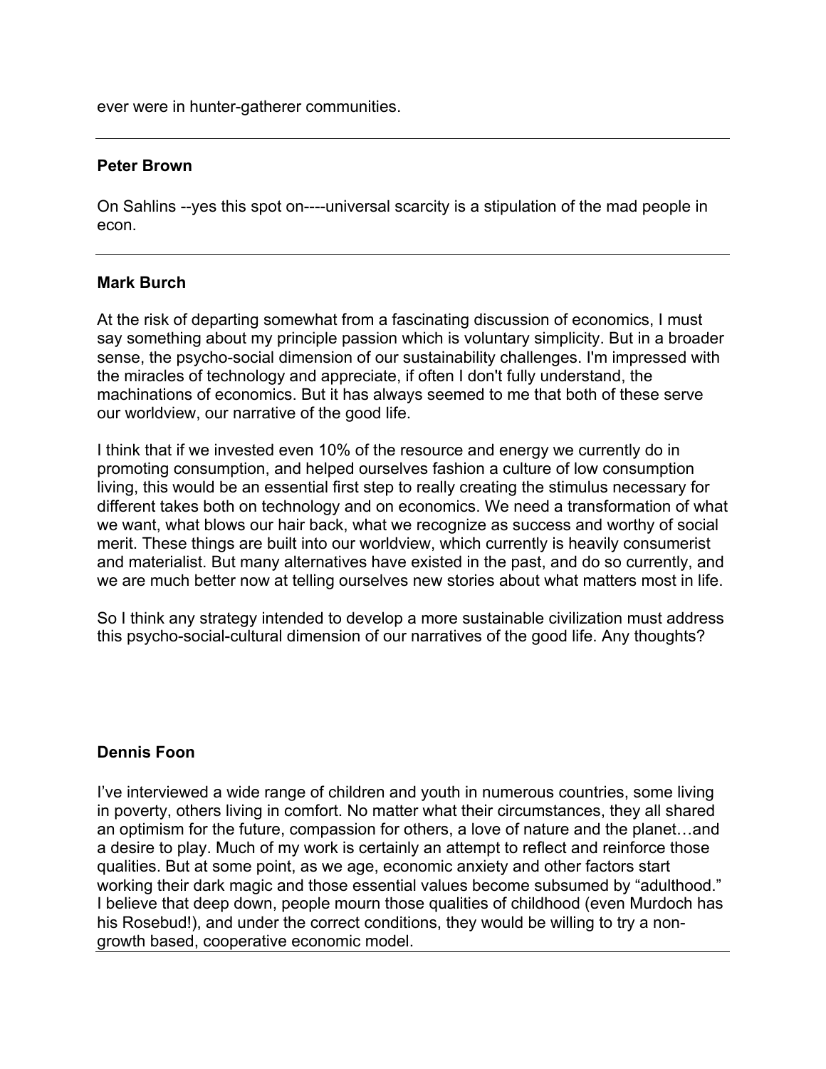ever were in hunter-gatherer communities.

---

**Peter Brown**

On Sahlins --yes this spot on----universal scarcity is a stipulation of the mad people in econ.

---

**Mark Burch**

At the risk of departing somewhat from a fascinating discussion of economics, I must say something about my principle passion which is voluntary simplicity. But in a broader sense, the psycho-social dimension of our sustainability challenges. I'm impressed with the miracles of technology and appreciate, if often I don't fully understand, the machinations of economics. But it has always seemed to me that both of these serve our worldview, our narrative of the good life.

I think that if we invested even 10% of the resource and energy we currently do in promoting consumption, and helped ourselves fashion a culture of low consumption living, this would be an essential first step to really creating the stimulus necessary for different takes both on technology and on economics. We need a transformation of what we want, what blows our hair back, what we recognize as success and worthy of social merit. These things are built into our worldview, which currently is heavily consumerist and materialist. But many alternatives have existed in the past, and do so currently, and we are much better now at telling ourselves new stories about what matters most in life.

So I think any strategy intended to develop a more sustainable civilization must address this psycho-social-cultural dimension of our narratives of the good life. Any thoughts?

**Dennis Foon**

I've interviewed a wide range of children and youth in numerous countries, some living in poverty, others living in comfort. No matter what their circumstances, they all shared an optimism for the future, compassion for others, a love of nature and the planet…and a desire to play. Much of my work is certainly an attempt to reflect and reinforce those qualities. But at some point, as we age, economic anxiety and other factors start working their dark magic and those essential values become subsumed by "adulthood." I believe that deep down, people mourn those qualities of childhood (even Murdoch has his Rosebud!), and under the correct conditions, they would be willing to try a non-growth based, cooperative economic model.

---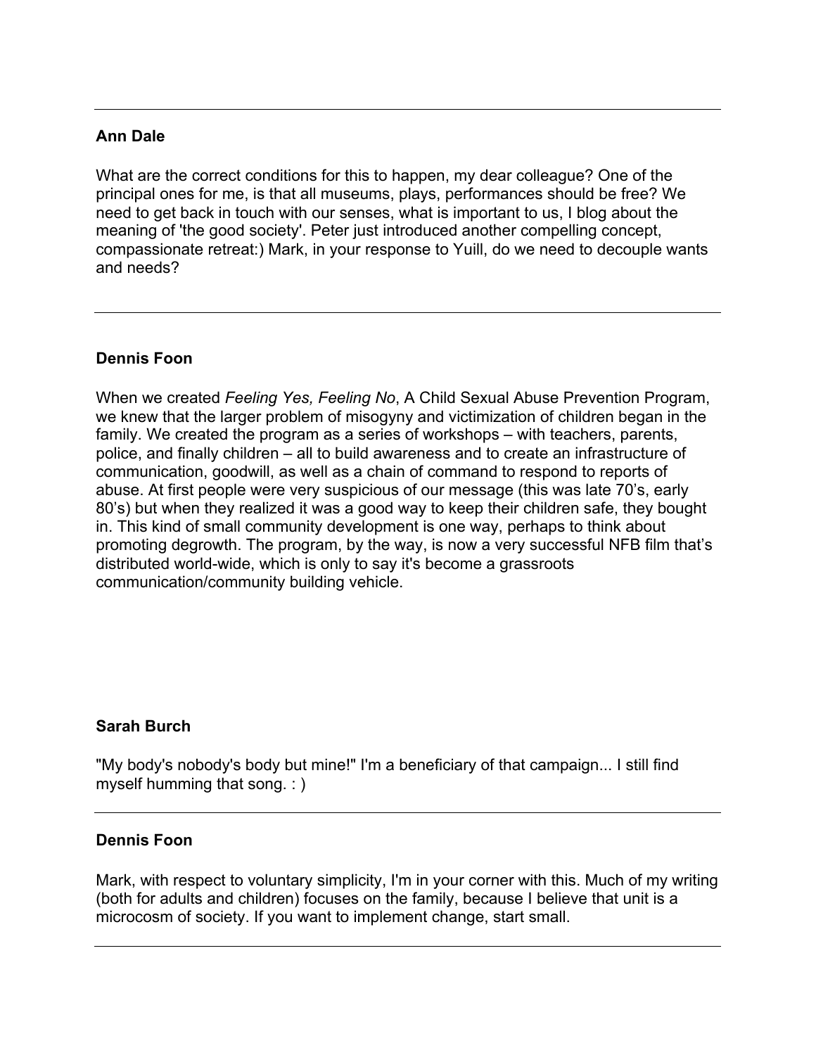---

**Ann Dale**

What are the correct conditions for this to happen, my dear colleague? One of the principal ones for me, is that all museums, plays, performances should be free? We need to get back in touch with our senses, what is important to us, I blog about the meaning of 'the good society'. Peter just introduced another compelling concept, compassionate retreat:) Mark, in your response to Yuill, do we need to decouple wants and needs?

---

**Dennis Foon**

When we created *Feeling Yes, Feeling No*, A Child Sexual Abuse Prevention Program, we knew that the larger problem of misogyny and victimization of children began in the family. We created the program as a series of workshops – with teachers, parents, police, and finally children – all to build awareness and to create an infrastructure of communication, goodwill, as well as a chain of command to respond to reports of abuse. At first people were very suspicious of our message (this was late 70's, early 80's) but when they realized it was a good way to keep their children safe, they bought in. This kind of small community development is one way, perhaps to think about promoting degrowth. The program, by the way, is now a very successful NFB film that's distributed world-wide, which is only to say it's become a grassroots communication/community building vehicle.

**Sarah Burch**

"My body's nobody's body but mine!" I'm a beneficiary of that campaign... I still find myself humming that song. : )

---

**Dennis Foon**

Mark, with respect to voluntary simplicity, I'm in your corner with this. Much of my writing (both for adults and children) focuses on the family, because I believe that unit is a microcosm of society. If you want to implement change, start small.

---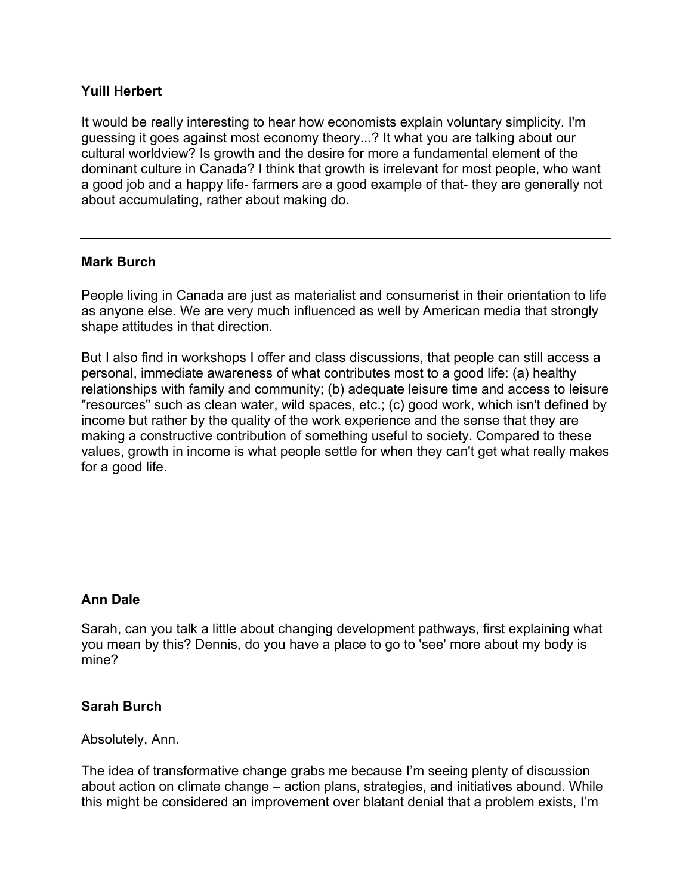**Yuill Herbert**

It would be really interesting to hear how economists explain voluntary simplicity. I'm guessing it goes against most economy theory...? It what you are talking about our cultural worldview? Is growth and the desire for more a fundamental element of the dominant culture in Canada? I think that growth is irrelevant for most people, who want a good job and a happy life- farmers are a good example of that- they are generally not about accumulating, rather about making do.

---

**Mark Burch**

People living in Canada are just as materialist and consumerist in their orientation to life as anyone else. We are very much influenced as well by American media that strongly shape attitudes in that direction.

But I also find in workshops I offer and class discussions, that people can still access a personal, immediate awareness of what contributes most to a good life: (a) healthy relationships with family and community; (b) adequate leisure time and access to leisure "resources" such as clean water, wild spaces, etc.; (c) good work, which isn't defined by income but rather by the quality of the work experience and the sense that they are making a constructive contribution of something useful to society. Compared to these values, growth in income is what people settle for when they can't get what really makes for a good life.

**Ann Dale**

Sarah, can you talk a little about changing development pathways, first explaining what you mean by this? Dennis, do you have a place to go to 'see' more about my body is mine?

---

**Sarah Burch**

Absolutely, Ann.

The idea of transformative change grabs me because I'm seeing plenty of discussion about action on climate change – action plans, strategies, and initiatives abound. While this might be considered an improvement over blatant denial that a problem exists, I'm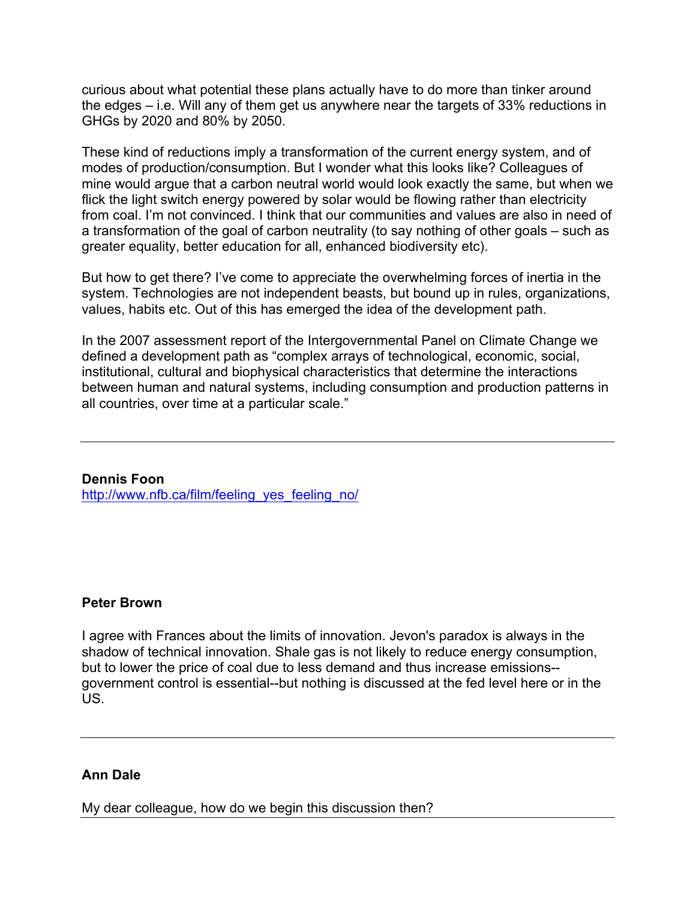curious about what potential these plans actually have to do more than tinker around the edges – i.e. Will any of them get us anywhere near the targets of 33% reductions in GHGs by 2020 and 80% by 2050.

These kind of reductions imply a transformation of the current energy system, and of modes of production/consumption. But I wonder what this looks like? Colleagues of mine would argue that a carbon neutral world would look exactly the same, but when we flick the light switch energy powered by solar would be flowing rather than electricity from coal. I'm not convinced. I think that our communities and values are also in need of a transformation of the goal of carbon neutrality (to say nothing of other goals – such as greater equality, better education for all, enhanced biodiversity etc).

But how to get there? I've come to appreciate the overwhelming forces of inertia in the system. Technologies are not independent beasts, but bound up in rules, organizations, values, habits etc. Out of this has emerged the idea of the development path.

In the 2007 assessment report of the Intergovernmental Panel on Climate Change we defined a development path as "complex arrays of technological, economic, social, institutional, cultural and biophysical characteristics that determine the interactions between human and natural systems, including consumption and production patterns in all countries, over time at a particular scale."

---

**Dennis Foon**
[http://www.nfb.ca/film/feeling_yes_feeling_no/](http://www.nfb.ca/film/feeling_yes_feeling_no/)

**Peter Brown**

I agree with Frances about the limits of innovation. Jevon's paradox is always in the shadow of technical innovation. Shale gas is not likely to reduce energy consumption, but to lower the price of coal due to less demand and thus increase emissions--government control is essential--but nothing is discussed at the fed level here or in the US.

---

**Ann Dale**

My dear colleague, how do we begin this discussion then?

---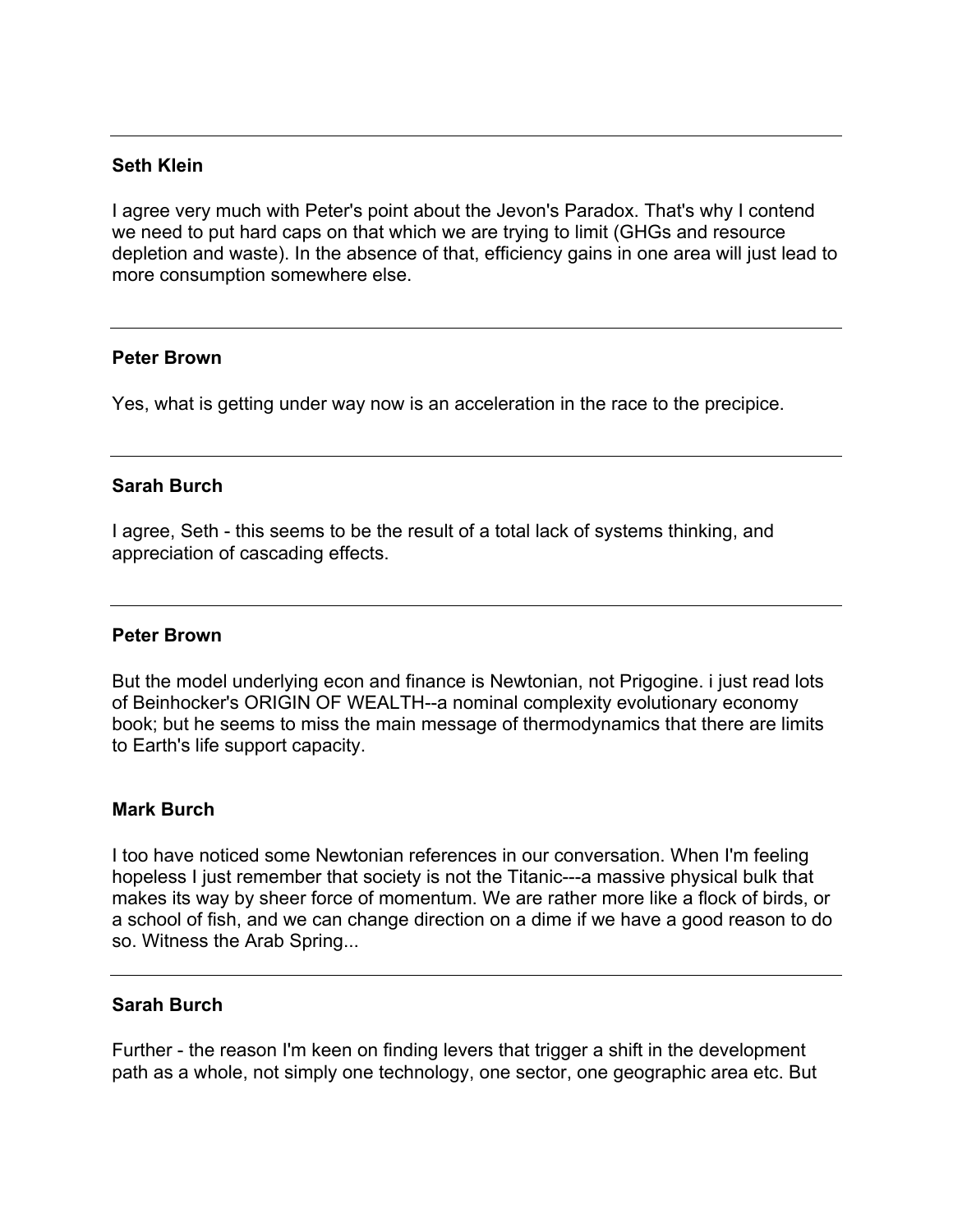---

**Seth Klein**

I agree very much with Peter's point about the Jevon's Paradox. That's why I contend we need to put hard caps on that which we are trying to limit (GHGs and resource depletion and waste). In the absence of that, efficiency gains in one area will just lead to more consumption somewhere else.

---

**Peter Brown**

Yes, what is getting under way now is an acceleration in the race to the precipice.

---

**Sarah Burch**

I agree, Seth - this seems to be the result of a total lack of systems thinking, and appreciation of cascading effects.

---

**Peter Brown**

But the model underlying econ and finance is Newtonian, not Prigogine. i just read lots of Beinhocker's ORIGIN OF WEALTH--a nominal complexity evolutionary economy book; but he seems to miss the main message of thermodynamics that there are limits to Earth's life support capacity.

**Mark Burch**

I too have noticed some Newtonian references in our conversation. When I'm feeling hopeless I just remember that society is not the Titanic---a massive physical bulk that makes its way by sheer force of momentum. We are rather more like a flock of birds, or a school of fish, and we can change direction on a dime if we have a good reason to do so. Witness the Arab Spring...

---

**Sarah Burch**

Further - the reason I'm keen on finding levers that trigger a shift in the development path as a whole, not simply one technology, one sector, one geographic area etc. But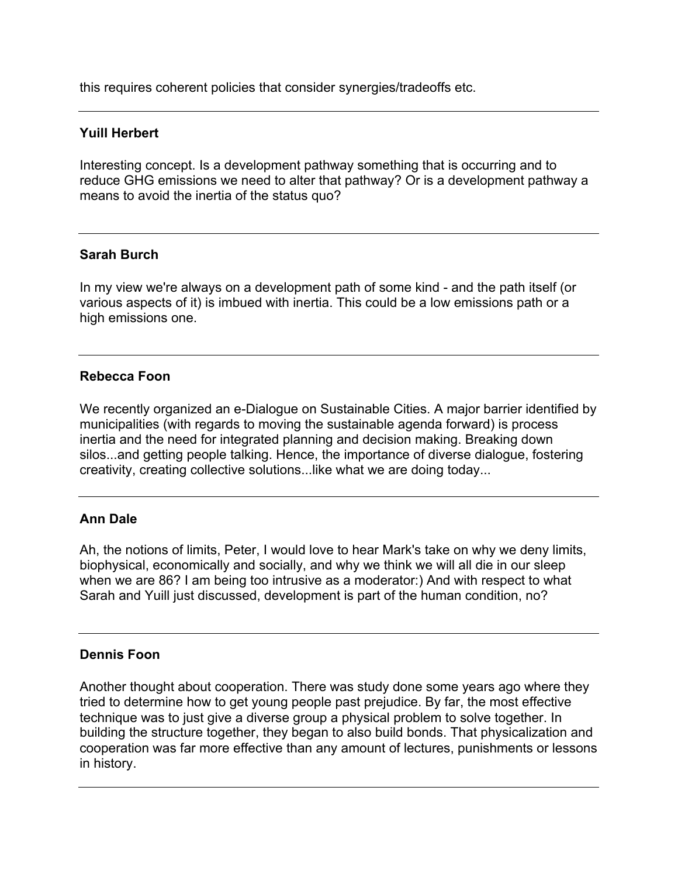this requires coherent policies that consider synergies/tradeoffs etc.

---

**Yuill Herbert**

Interesting concept. Is a development pathway something that is occurring and to reduce GHG emissions we need to alter that pathway? Or is a development pathway a means to avoid the inertia of the status quo?

---

**Sarah Burch**

In my view we're always on a development path of some kind - and the path itself (or various aspects of it) is imbued with inertia. This could be a low emissions path or a high emissions one.

---

**Rebecca Foon**

We recently organized an e-Dialogue on Sustainable Cities. A major barrier identified by municipalities (with regards to moving the sustainable agenda forward) is process inertia and the need for integrated planning and decision making. Breaking down silos...and getting people talking. Hence, the importance of diverse dialogue, fostering creativity, creating collective solutions...like what we are doing today...

---

**Ann Dale**

Ah, the notions of limits, Peter, I would love to hear Mark's take on why we deny limits, biophysical, economically and socially, and why we think we will all die in our sleep when we are 86? I am being too intrusive as a moderator:) And with respect to what Sarah and Yuill just discussed, development is part of the human condition, no?

---

**Dennis Foon**

Another thought about cooperation. There was study done some years ago where they tried to determine how to get young people past prejudice. By far, the most effective technique was to just give a diverse group a physical problem to solve together. In building the structure together, they began to also build bonds. That physicalization and cooperation was far more effective than any amount of lectures, punishments or lessons in history.

---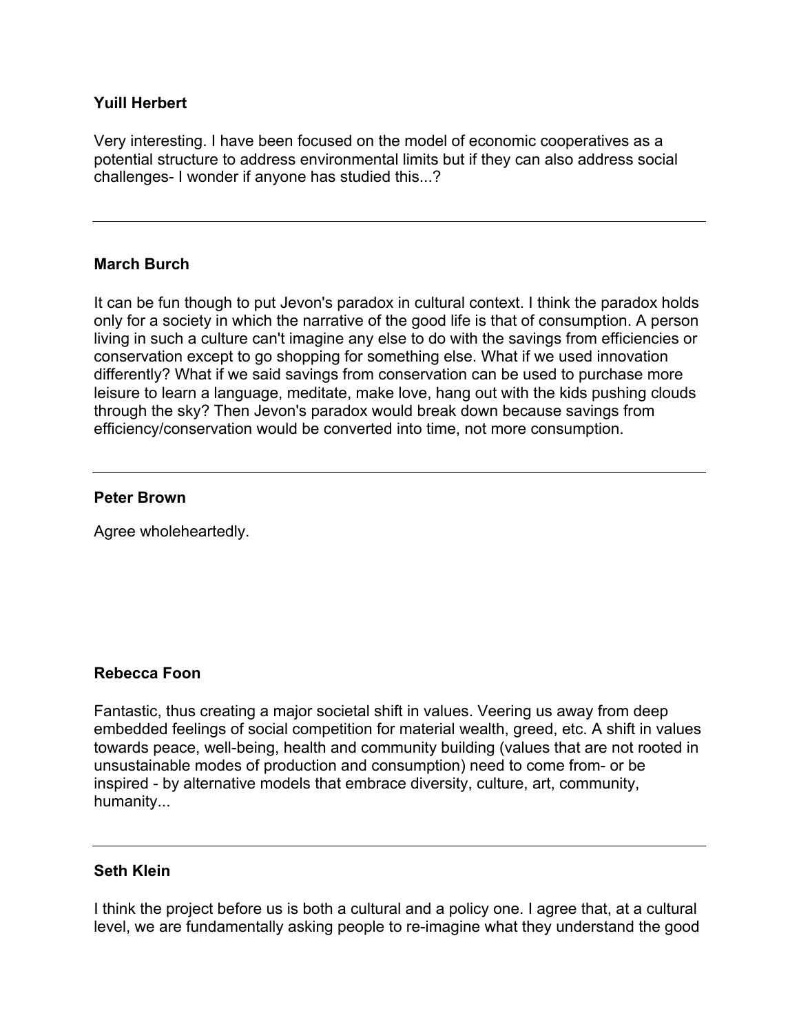**Yuill Herbert**

Very interesting. I have been focused on the model of economic cooperatives as a potential structure to address environmental limits but if they can also address social challenges- I wonder if anyone has studied this...?

---

**March Burch**

It can be fun though to put Jevon's paradox in cultural context. I think the paradox holds only for a society in which the narrative of the good life is that of consumption. A person living in such a culture can't imagine any else to do with the savings from efficiencies or conservation except to go shopping for something else. What if we used innovation differently? What if we said savings from conservation can be used to purchase more leisure to learn a language, meditate, make love, hang out with the kids pushing clouds through the sky? Then Jevon's paradox would break down because savings from efficiency/conservation would be converted into time, not more consumption.

---

**Peter Brown**

Agree wholeheartedly.

**Rebecca Foon**

Fantastic, thus creating a major societal shift in values. Veering us away from deep embedded feelings of social competition for material wealth, greed, etc. A shift in values towards peace, well-being, health and community building (values that are not rooted in unsustainable modes of production and consumption) need to come from- or be inspired - by alternative models that embrace diversity, culture, art, community, humanity...

---

**Seth Klein**

I think the project before us is both a cultural and a policy one. I agree that, at a cultural level, we are fundamentally asking people to re-imagine what they understand the good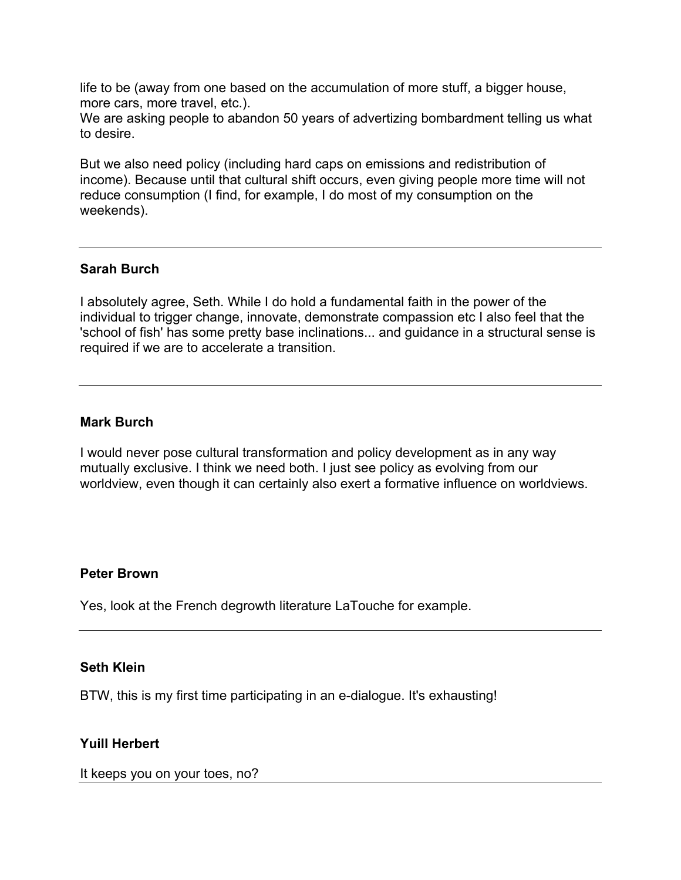life to be (away from one based on the accumulation of more stuff, a bigger house, more cars, more travel, etc.).
We are asking people to abandon 50 years of advertizing bombardment telling us what to desire.

But we also need policy (including hard caps on emissions and redistribution of income). Because until that cultural shift occurs, even giving people more time will not reduce consumption (I find, for example, I do most of my consumption on the weekends).

---

**Sarah Burch**

I absolutely agree, Seth. While I do hold a fundamental faith in the power of the individual to trigger change, innovate, demonstrate compassion etc I also feel that the 'school of fish' has some pretty base inclinations... and guidance in a structural sense is required if we are to accelerate a transition.

---

**Mark Burch**

I would never pose cultural transformation and policy development as in any way mutually exclusive. I think we need both. I just see policy as evolving from our worldview, even though it can certainly also exert a formative influence on worldviews.

**Peter Brown**

Yes, look at the French degrowth literature LaTouche for example.

---

**Seth Klein**

BTW, this is my first time participating in an e-dialogue. It's exhausting!

**Yuill Herbert**

It keeps you on your toes, no?

---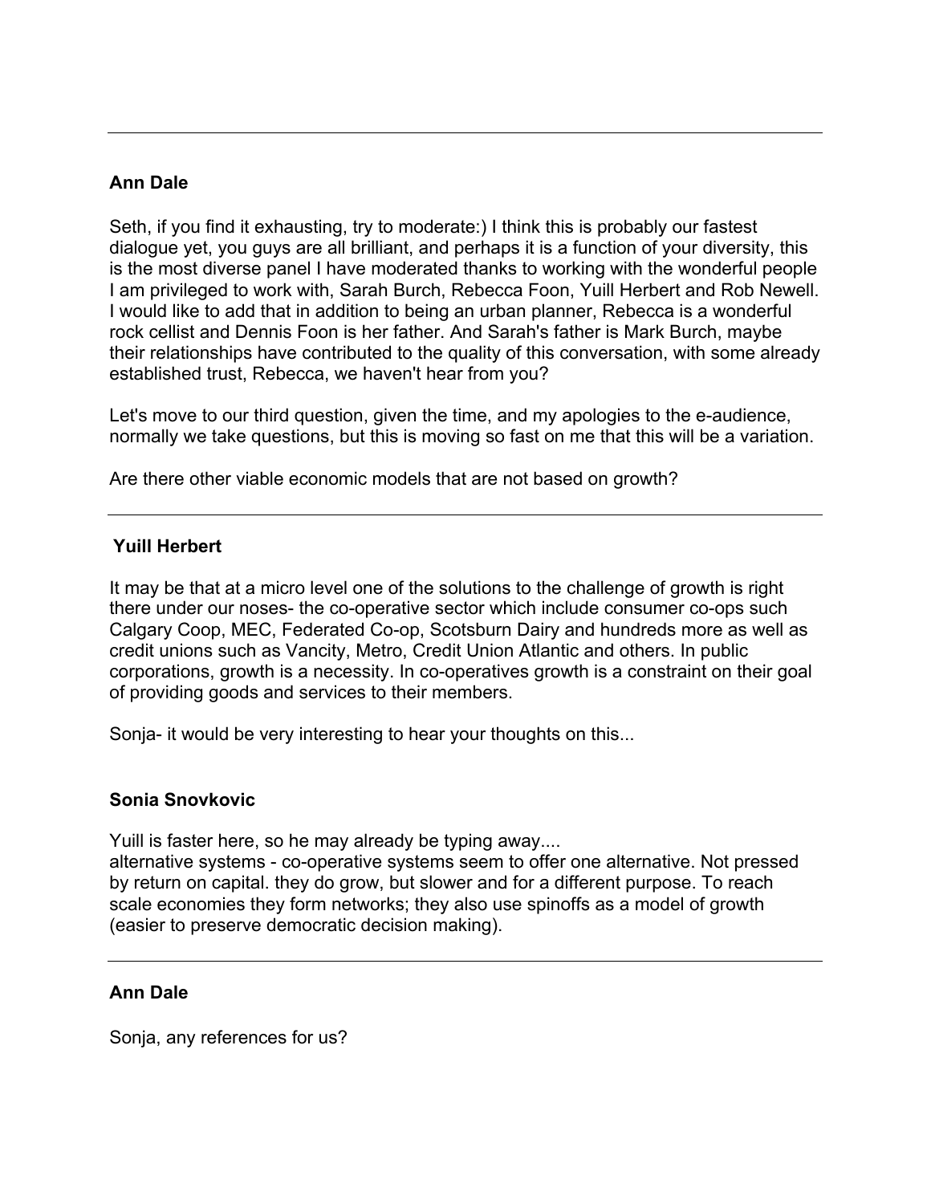---

**Ann Dale**

Seth, if you find it exhausting, try to moderate:) I think this is probably our fastest dialogue yet, you guys are all brilliant, and perhaps it is a function of your diversity, this is the most diverse panel I have moderated thanks to working with the wonderful people I am privileged to work with, Sarah Burch, Rebecca Foon, Yuill Herbert and Rob Newell. I would like to add that in addition to being an urban planner, Rebecca is a wonderful rock cellist and Dennis Foon is her father. And Sarah's father is Mark Burch, maybe their relationships have contributed to the quality of this conversation, with some already established trust, Rebecca, we haven't hear from you?

Let's move to our third question, given the time, and my apologies to the e-audience, normally we take questions, but this is moving so fast on me that this will be a variation.

Are there other viable economic models that are not based on growth?

---

**Yuill Herbert**

It may be that at a micro level one of the solutions to the challenge of growth is right there under our noses- the co-operative sector which include consumer co-ops such Calgary Coop, MEC, Federated Co-op, Scotsburn Dairy and hundreds more as well as credit unions such as Vancity, Metro, Credit Union Atlantic and others. In public corporations, growth is a necessity. In co-operatives growth is a constraint on their goal of providing goods and services to their members.

Sonja- it would be very interesting to hear your thoughts on this...

**Sonia Snovkovic**

Yuill is faster here, so he may already be typing away....
alternative systems - co-operative systems seem to offer one alternative. Not pressed by return on capital. they do grow, but slower and for a different purpose. To reach scale economies they form networks; they also use spinoffs as a model of growth (easier to preserve democratic decision making).

---

**Ann Dale**

Sonja, any references for us?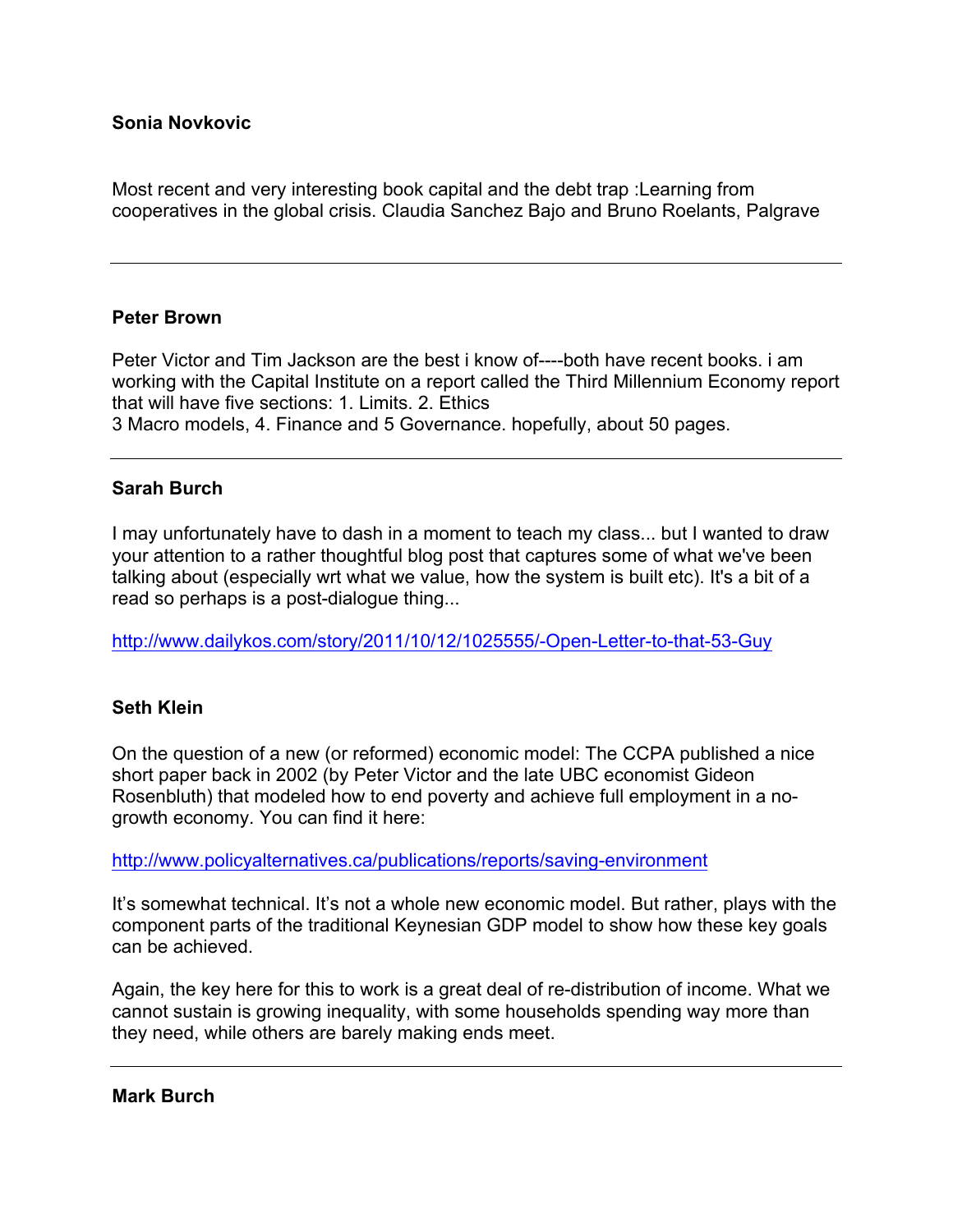**Sonia Novkovic**

Most recent and very interesting book capital and the debt trap :Learning from cooperatives in the global crisis. Claudia Sanchez Bajo and Bruno Roelants, Palgrave

---

**Peter Brown**

Peter Victor and Tim Jackson are the best i know of----both have recent books. i am working with the Capital Institute on a report called the Third Millennium Economy report that will have five sections: 1. Limits. 2. Ethics
3 Macro models, 4. Finance and 5 Governance. hopefully, about 50 pages.

---

**Sarah Burch**

I may unfortunately have to dash in a moment to teach my class... but I wanted to draw your attention to a rather thoughtful blog post that captures some of what we've been talking about (especially wrt what we value, how the system is built etc). It's a bit of a read so perhaps is a post-dialogue thing...

http://www.dailykos.com/story/2011/10/12/1025555/-Open-Letter-to-that-53-Guy

**Seth Klein**

On the question of a new (or reformed) economic model: The CCPA published a nice short paper back in 2002 (by Peter Victor and the late UBC economist Gideon Rosenbluth) that modeled how to end poverty and achieve full employment in a no-growth economy. You can find it here:

http://www.policyalternatives.ca/publications/reports/saving-environment

It's somewhat technical. It's not a whole new economic model. But rather, plays with the component parts of the traditional Keynesian GDP model to show how these key goals can be achieved.

Again, the key here for this to work is a great deal of re-distribution of income. What we cannot sustain is growing inequality, with some households spending way more than they need, while others are barely making ends meet.

---

**Mark Burch**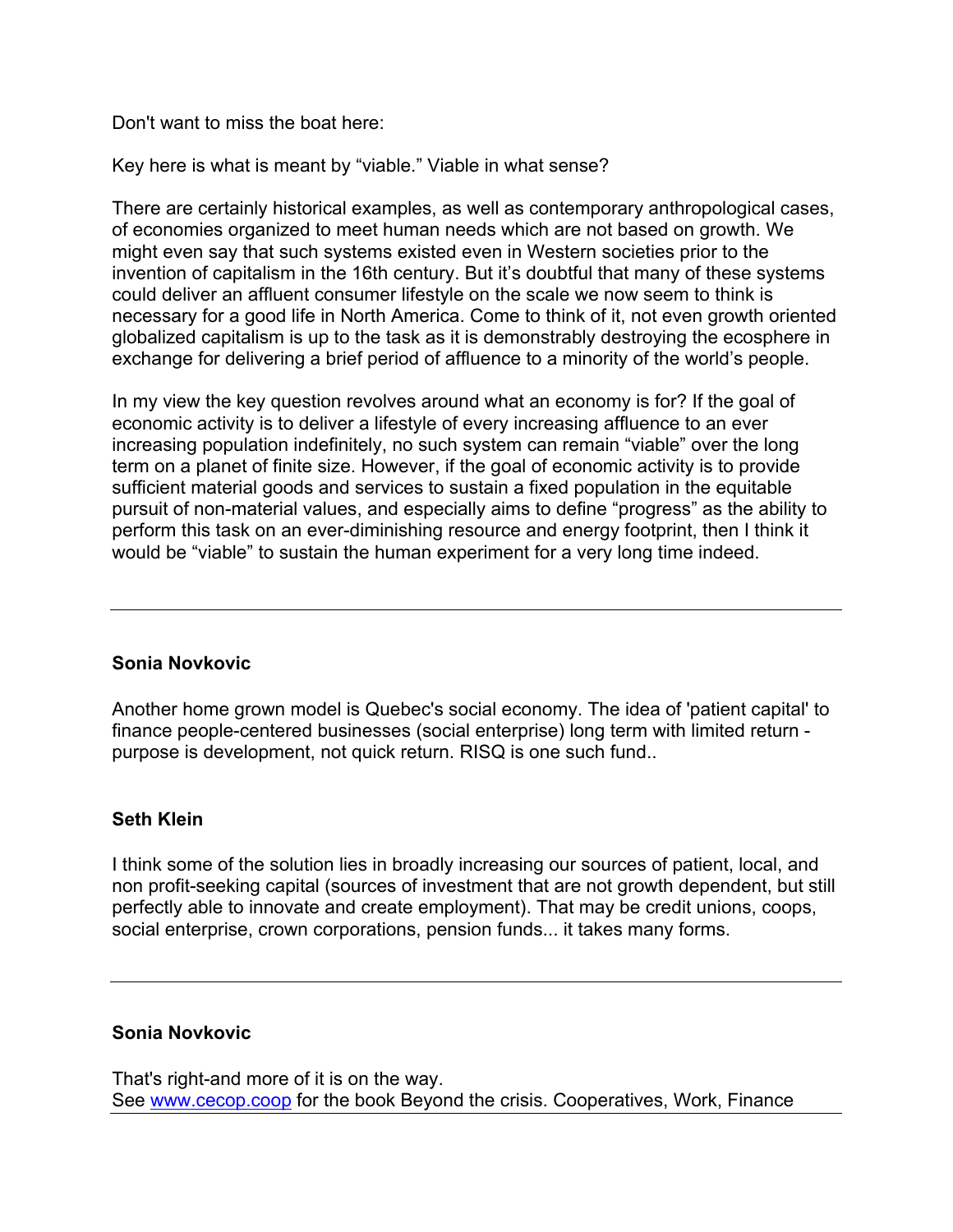Don't want to miss the boat here:

Key here is what is meant by “viable.” Viable in what sense?

There are certainly historical examples, as well as contemporary anthropological cases, of economies organized to meet human needs which are not based on growth. We might even say that such systems existed even in Western societies prior to the invention of capitalism in the 16th century. But it’s doubtful that many of these systems could deliver an affluent consumer lifestyle on the scale we now seem to think is necessary for a good life in North America. Come to think of it, not even growth oriented globalized capitalism is up to the task as it is demonstrably destroying the ecosphere in exchange for delivering a brief period of affluence to a minority of the world’s people.

In my view the key question revolves around what an economy is for? If the goal of economic activity is to deliver a lifestyle of every increasing affluence to an ever increasing population indefinitely, no such system can remain “viable” over the long term on a planet of finite size. However, if the goal of economic activity is to provide sufficient material goods and services to sustain a fixed population in the equitable pursuit of non-material values, and especially aims to define “progress” as the ability to perform this task on an ever-diminishing resource and energy footprint, then I think it would be “viable” to sustain the human experiment for a very long time indeed.

---

**Sonia Novkovic**

Another home grown model is Quebec's social economy. The idea of 'patient capital' to finance people-centered businesses (social enterprise) long term with limited return - purpose is development, not quick return. RISQ is one such fund..

**Seth Klein**

I think some of the solution lies in broadly increasing our sources of patient, local, and non profit-seeking capital (sources of investment that are not growth dependent, but still perfectly able to innovate and create employment). That may be credit unions, coops, social enterprise, crown corporations, pension funds... it takes many forms.

---

**Sonia Novkovic**

That's right-and more of it is on the way.
See [www.cecop.coop](http://www.cecop.coop) for the book Beyond the crisis. Cooperatives, Work, Finance

---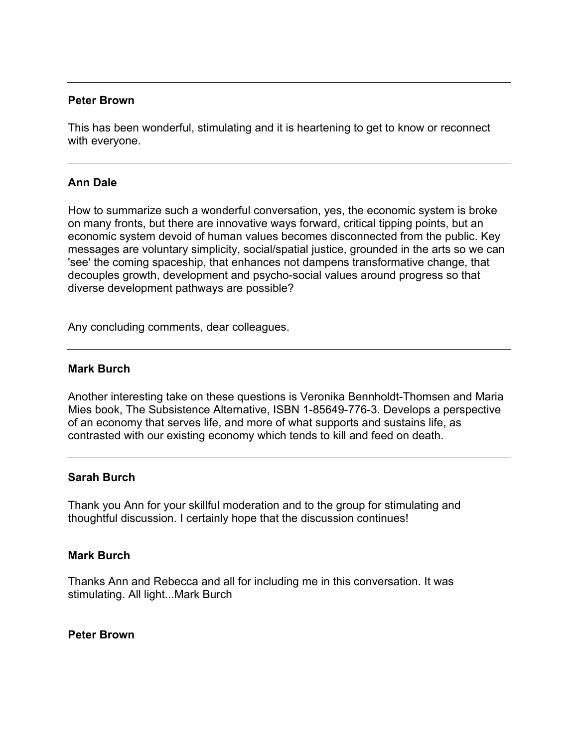---

**Peter Brown**

This has been wonderful, stimulating and it is heartening to get to know or reconnect with everyone.

---

**Ann Dale**

How to summarize such a wonderful conversation, yes, the economic system is broke on many fronts, but there are innovative ways forward, critical tipping points, but an economic system devoid of human values becomes disconnected from the public. Key messages are voluntary simplicity, social/spatial justice, grounded in the arts so we can 'see' the coming spaceship, that enhances not dampens transformative change, that decouples growth, development and psycho-social values around progress so that diverse development pathways are possible?

Any concluding comments, dear colleagues.

---

**Mark Burch**

Another interesting take on these questions is Veronika Bennholdt-Thomsen and Maria Mies book, The Subsistence Alternative, ISBN 1-85649-776-3. Develops a perspective of an economy that serves life, and more of what supports and sustains life, as contrasted with our existing economy which tends to kill and feed on death.

---

**Sarah Burch**

Thank you Ann for your skillful moderation and to the group for stimulating and thoughtful discussion. I certainly hope that the discussion continues!

**Mark Burch**

Thanks Ann and Rebecca and all for including me in this conversation. It was stimulating. All light...Mark Burch

**Peter Brown**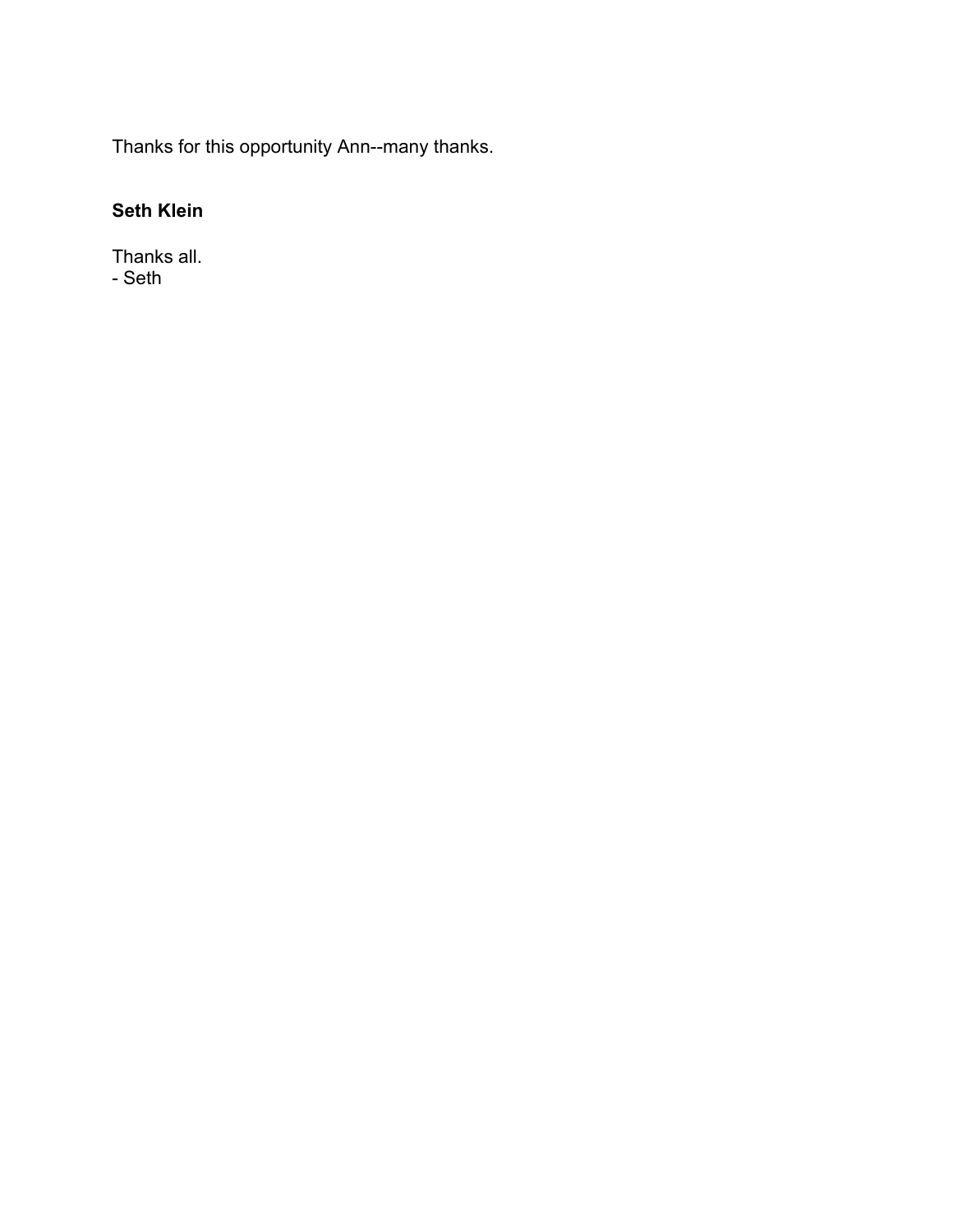Thanks for this opportunity Ann--many thanks.

**Seth Klein**

Thanks all.
- Seth